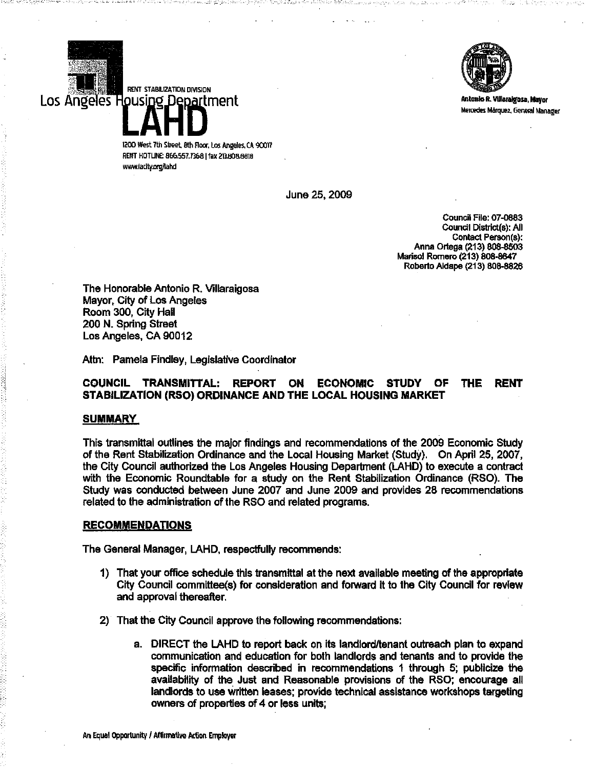RENT STABILIZATION DIVISION

Los Angeles Housing Department

**LAHD**

1200 West 7th Street, 8th Floor, Los Angeles, CA 90017
RENT HOTLINE: 866.557.7368 | fax 213.808.8818
www.lacity.org/lahd

Antonio R. Villaraigosa, Mayor
Mercedes Márquez, General Manager

June 25, 2009

Council File: 07-0883
Council District(s): All
Contact Person(s):
Anna Ortega (213) 808-8503
Marisol Romero (213) 808-8647
Roberto Aldape (213) 808-8826

The Honorable Antonio R. Villaraigosa
Mayor, City of Los Angeles
Room 300, City Hall
200 N. Spring Street
Los Angeles, CA 90012

Attn: Pamela Findley, Legislative Coordinator

**COUNCIL TRANSMITTAL: REPORT ON ECONOMIC STUDY OF THE RENT STABILIZATION (RSO) ORDINANCE AND THE LOCAL HOUSING MARKET**

## SUMMARY

This transmittal outlines the major findings and recommendations of the 2009 Economic Study of the Rent Stabilization Ordinance and the Local Housing Market (Study). On April 25, 2007, the City Council authorized the Los Angeles Housing Department (LAHD) to execute a contract with the Economic Roundtable for a study on the Rent Stabilization Ordinance (RSO). The Study was conducted between June 2007 and June 2009 and provides 28 recommendations related to the administration of the RSO and related programs.

## RECOMMENDATIONS

The General Manager, LAHD, respectfully recommends:

1) That your office schedule this transmittal at the next available meeting of the appropriate City Council committee(s) for consideration and forward it to the City Council for review and approval thereafter.

2) That the City Council approve the following recommendations:

   a. DIRECT the LAHD to report back on its landlord/tenant outreach plan to expand communication and education for both landlords and tenants and to provide the specific information described in recommendations 1 through 5; publicize the availability of the Just and Reasonable provisions of the RSO; encourage all landlords to use written leases; provide technical assistance workshops targeting owners of properties of 4 or less units;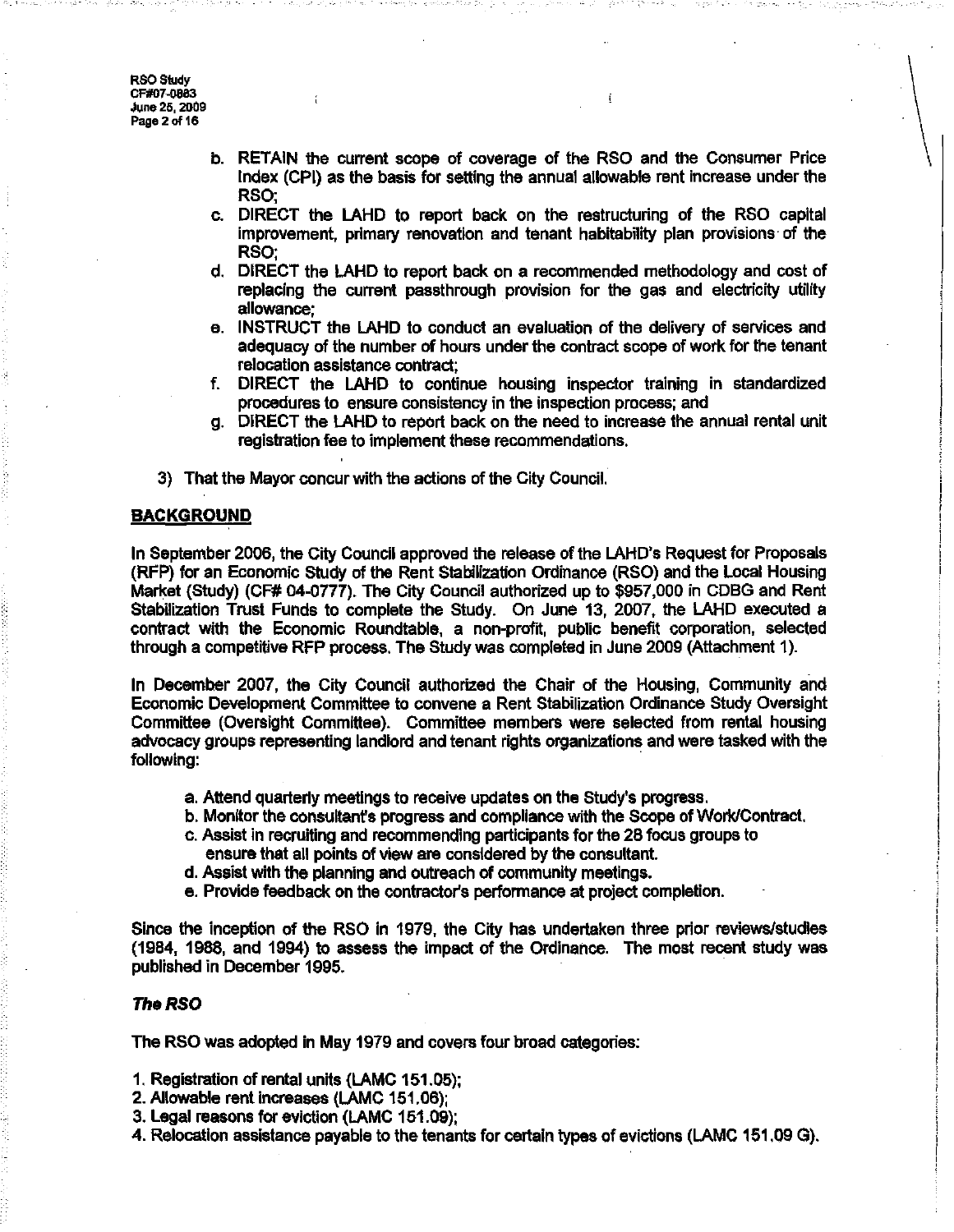b. RETAIN the current scope of coverage of the RSO and the Consumer Price Index (CPI) as the basis for setting the annual allowable rent increase under the RSO;
c. DIRECT the LAHD to report back on the restructuring of the RSO capital improvement, primary renovation and tenant habitability plan provisions of the RSO;
d. DIRECT the LAHD to report back on a recommended methodology and cost of replacing the current passthrough provision for the gas and electricity utility allowance;
e. INSTRUCT the LAHD to conduct an evaluation of the delivery of services and adequacy of the number of hours under the contract scope of work for the tenant relocation assistance contract;
f. DIRECT the LAHD to continue housing inspector training in standardized procedures to ensure consistency in the inspection process; and
g. DIRECT the LAHD to report back on the need to increase the annual rental unit registration fee to implement these recommendations.

3) That the Mayor concur with the actions of the City Council.

## BACKGROUND

In September 2006, the City Council approved the release of the LAHD's Request for Proposals (RFP) for an Economic Study of the Rent Stabilization Ordinance (RSO) and the Local Housing Market (Study) (CF# 04-0777). The City Council authorized up to $957,000 in CDBG and Rent Stabilization Trust Funds to complete the Study. On June 13, 2007, the LAHD executed a contract with the Economic Roundtable, a non-profit, public benefit corporation, selected through a competitive RFP process. The Study was completed in June 2009 (Attachment 1).

In December 2007, the City Council authorized the Chair of the Housing, Community and Economic Development Committee to convene a Rent Stabilization Ordinance Study Oversight Committee (Oversight Committee). Committee members were selected from rental housing advocacy groups representing landlord and tenant rights organizations and were tasked with the following:

a. Attend quarterly meetings to receive updates on the Study's progress.
b. Monitor the consultant's progress and compliance with the Scope of Work/Contract.
c. Assist in recruiting and recommending participants for the 28 focus groups to ensure that all points of view are considered by the consultant.
d. Assist with the planning and outreach of community meetings.
e. Provide feedback on the contractor's performance at project completion.

Since the inception of the RSO in 1979, the City has undertaken three prior reviews/studies (1984, 1988, and 1994) to assess the impact of the Ordinance. The most recent study was published in December 1995.

### *The RSO*

The RSO was adopted in May 1979 and covers four broad categories:

1. Registration of rental units (LAMC 151.05);
2. Allowable rent increases (LAMC 151.06);
3. Legal reasons for eviction (LAMC 151.09);
4. Relocation assistance payable to the tenants for certain types of evictions (LAMC 151.09 G).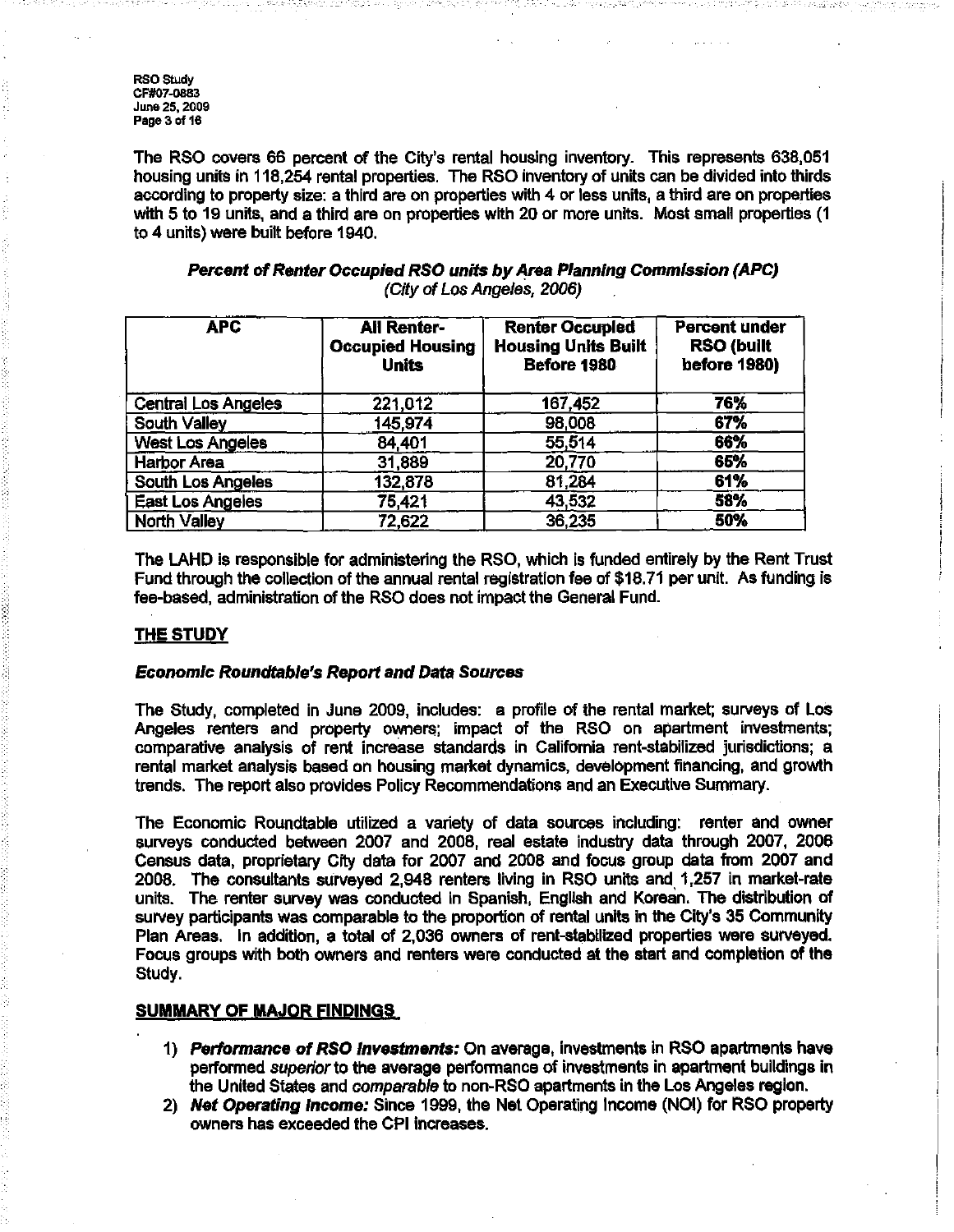The RSO covers 66 percent of the City's rental housing inventory. This represents 638,051 housing units in 118,254 rental properties. The RSO inventory of units can be divided into thirds according to property size: a third are on properties with 4 or less units, a third are on properties with 5 to 19 units, and a third are on properties with 20 or more units. Most small properties (1 to 4 units) were built before 1940.

***Percent of Renter Occupied RSO units by Area Planning Commission (APC)***
*(City of Los Angeles, 2006)*

| APC | All Renter-Occupied Housing Units | Renter Occupied Housing Units Built Before 1980 | Percent under RSO (built before 1980) |
|---|---|---|---|
| Central Los Angeles | 221,012 | 167,452 | 76% |
| South Valley | 145,974 | 98,008 | 67% |
| West Los Angeles | 84,401 | 55,514 | 66% |
| Harbor Area | 31,889 | 20,770 | 65% |
| South Los Angeles | 132,878 | 81,284 | 61% |
| East Los Angeles | 75,421 | 43,532 | 58% |
| North Valley | 72,622 | 36,235 | 50% |

The LAHD is responsible for administering the RSO, which is funded entirely by the Rent Trust Fund through the collection of the annual rental registration fee of $18.71 per unit. As funding is fee-based, administration of the RSO does not impact the General Fund.

## THE STUDY

### *Economic Roundtable's Report and Data Sources*

The Study, completed in June 2009, includes: a profile of the rental market; surveys of Los Angeles renters and property owners; impact of the RSO on apartment investments; comparative analysis of rent increase standards in California rent-stabilized jurisdictions; a rental market analysis based on housing market dynamics, development financing, and growth trends. The report also provides Policy Recommendations and an Executive Summary.

The Economic Roundtable utilized a variety of data sources including: renter and owner surveys conducted between 2007 and 2008, real estate industry data through 2007, 2006 Census data, proprietary City data for 2007 and 2008 and focus group data from 2007 and 2008. The consultants surveyed 2,948 renters living in RSO units and 1,257 in market-rate units. The renter survey was conducted in Spanish, English and Korean. The distribution of survey participants was comparable to the proportion of rental units in the City's 35 Community Plan Areas. In addition, a total of 2,036 owners of rent-stabilized properties were surveyed. Focus groups with both owners and renters were conducted at the start and completion of the Study.

## SUMMARY OF MAJOR FINDINGS

1) ***Performance of RSO Investments:*** On average, investments in RSO apartments have performed *superior* to the average performance of investments in apartment buildings in the United States and *comparable* to non-RSO apartments in the Los Angeles region.
2) ***Net Operating Income:*** Since 1999, the Net Operating Income (NOI) for RSO property owners has exceeded the CPI increases.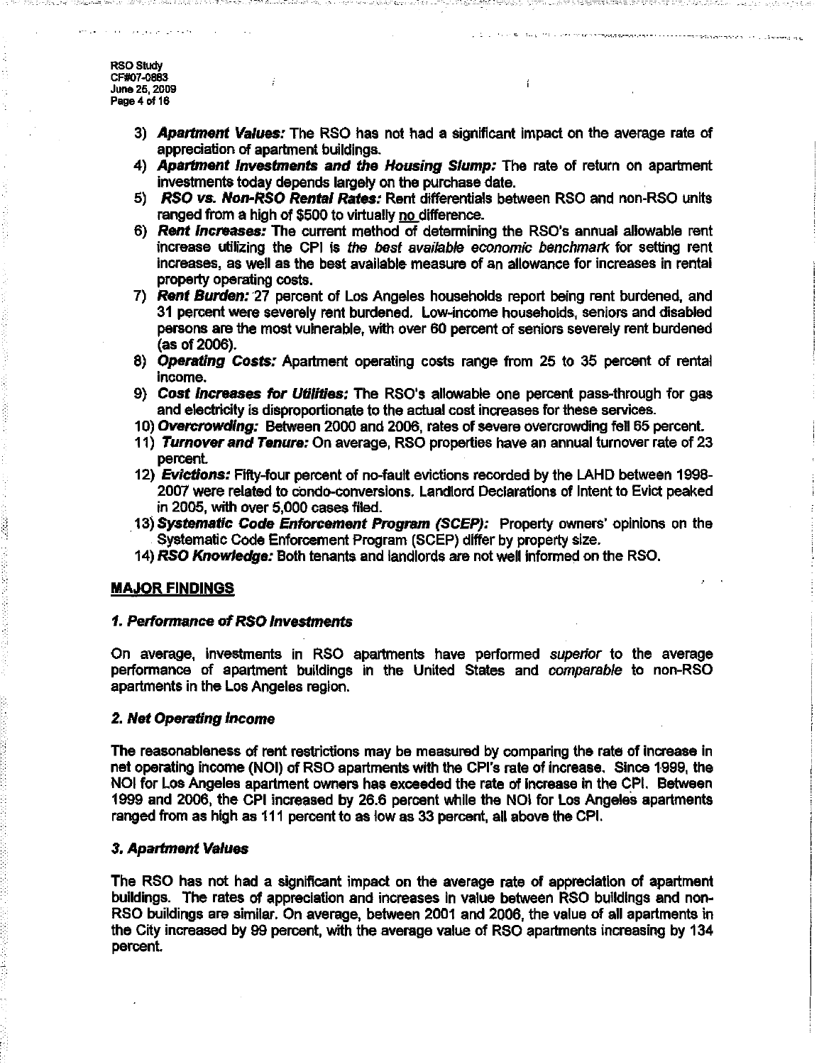3) ***Apartment Values:*** The RSO has not had a significant impact on the average rate of appreciation of apartment buildings.
4) ***Apartment Investments and the Housing Slump:*** The rate of return on apartment investments today depends largely on the purchase date.
5) ***RSO vs. Non-RSO Rental Rates:*** Rent differentials between RSO and non-RSO units ranged from a high of $500 to virtually no difference.
6) ***Rent Increases:*** The current method of determining the RSO's annual allowable rent increase utilizing the CPI is *the best available economic benchmark* for setting rent increases, as well as the best available measure of an allowance for increases in rental property operating costs.
7) ***Rent Burden:*** 27 percent of Los Angeles households report being rent burdened, and 31 percent were severely rent burdened. Low-income households, seniors and disabled persons are the most vulnerable, with over 60 percent of seniors severely rent burdened (as of 2006).
8) ***Operating Costs:*** Apartment operating costs range from 25 to 35 percent of rental income.
9) ***Cost Increases for Utilities:*** The RSO's allowable one percent pass-through for gas and electricity is disproportionate to the actual cost increases for these services.
10) ***Overcrowding:*** Between 2000 and 2006, rates of severe overcrowding fell 65 percent.
11) ***Turnover and Tenure:*** On average, RSO properties have an annual turnover rate of 23 percent.
12) ***Evictions:*** Fifty-four percent of no-fault evictions recorded by the LAHD between 1998-2007 were related to condo-conversions. Landlord Declarations of Intent to Evict peaked in 2005, with over 5,000 cases filed.
13) ***Systematic Code Enforcement Program (SCEP):*** Property owners' opinions on the Systematic Code Enforcement Program (SCEP) differ by property size.
14) ***RSO Knowledge:*** Both tenants and landlords are not well informed on the RSO.

## MAJOR FINDINGS

### *1. Performance of RSO Investments*

On average, investments in RSO apartments have performed *superior* to the average performance of apartment buildings in the United States and *comparable* to non-RSO apartments in the Los Angeles region.

### *2. Net Operating Income*

The reasonableness of rent restrictions may be measured by comparing the rate of increase in net operating income (NOI) of RSO apartments with the CPI's rate of increase. Since 1999, the NOI for Los Angeles apartment owners has exceeded the rate of increase in the CPI. Between 1999 and 2006, the CPI increased by 26.6 percent while the NOI for Los Angeles apartments ranged from as high as 111 percent to as low as 33 percent, all above the CPI.

### *3. Apartment Values*

The RSO has not had a significant impact on the average rate of appreciation of apartment buildings. The rates of appreciation and increases in value between RSO buildings and non-RSO buildings are similar. On average, between 2001 and 2006, the value of all apartments in the City increased by 99 percent, with the average value of RSO apartments increasing by 134 percent.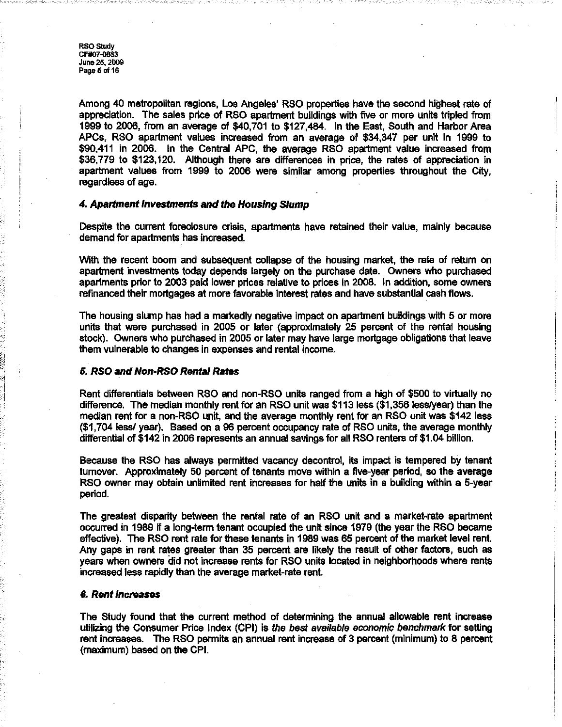Among 40 metropolitan regions, Los Angeles' RSO properties have the second highest rate of appreciation. The sales price of RSO apartment buildings with five or more units tripled from 1999 to 2006, from an average of $40,701 to $127,484. In the East, South and Harbor Area APCs, RSO apartment values increased from an average of $34,347 per unit in 1999 to $90,411 in 2006. In the Central APC, the average RSO apartment value increased from $36,779 to $123,120. Although there are differences in price, the rates of appreciation in apartment values from 1999 to 2006 were similar among properties throughout the City, regardless of age.

#### *4. Apartment Investments and the Housing Slump*

Despite the current foreclosure crisis, apartments have retained their value, mainly because demand for apartments has increased.

With the recent boom and subsequent collapse of the housing market, the rate of return on apartment investments today depends largely on the purchase date. Owners who purchased apartments prior to 2003 paid lower prices relative to prices in 2008. In addition, some owners refinanced their mortgages at more favorable interest rates and have substantial cash flows.

The housing slump has had a markedly negative impact on apartment buildings with 5 or more units that were purchased in 2005 or later (approximately 25 percent of the rental housing stock). Owners who purchased in 2005 or later may have large mortgage obligations that leave them vulnerable to changes in expenses and rental income.

#### *5. RSO and Non-RSO Rental Rates*

Rent differentials between RSO and non-RSO units ranged from a high of $500 to virtually no difference. The median monthly rent for an RSO unit was $113 less ($1,356 less/year) than the median rent for a non-RSO unit, and the average monthly rent for an RSO unit was $142 less ($1,704 less/ year). Based on a 96 percent occupancy rate of RSO units, the average monthly differential of $142 in 2006 represents an annual savings for all RSO renters of $1.04 billion.

Because the RSO has always permitted vacancy decontrol, its impact is tempered by tenant turnover. Approximately 50 percent of tenants move within a five-year period, so the average RSO owner may obtain unlimited rent increases for half the units in a building within a 5-year period.

The greatest disparity between the rental rate of an RSO unit and a market-rate apartment occurred in 1989 if a long-term tenant occupied the unit since 1979 (the year the RSO became effective). The RSO rent rate for these tenants in 1989 was 65 percent of the market level rent. Any gaps in rent rates greater than 35 percent are likely the result of other factors, such as years when owners did not increase rents for RSO units located in neighborhoods where rents increased less rapidly than the average market-rate rent.

#### *6. Rent Increases*

The Study found that the current method of determining the annual allowable rent increase utilizing the Consumer Price Index (CPI) is *the best available economic benchmark* for setting rent increases. The RSO permits an annual rent increase of 3 percent (minimum) to 8 percent (maximum) based on the CPI.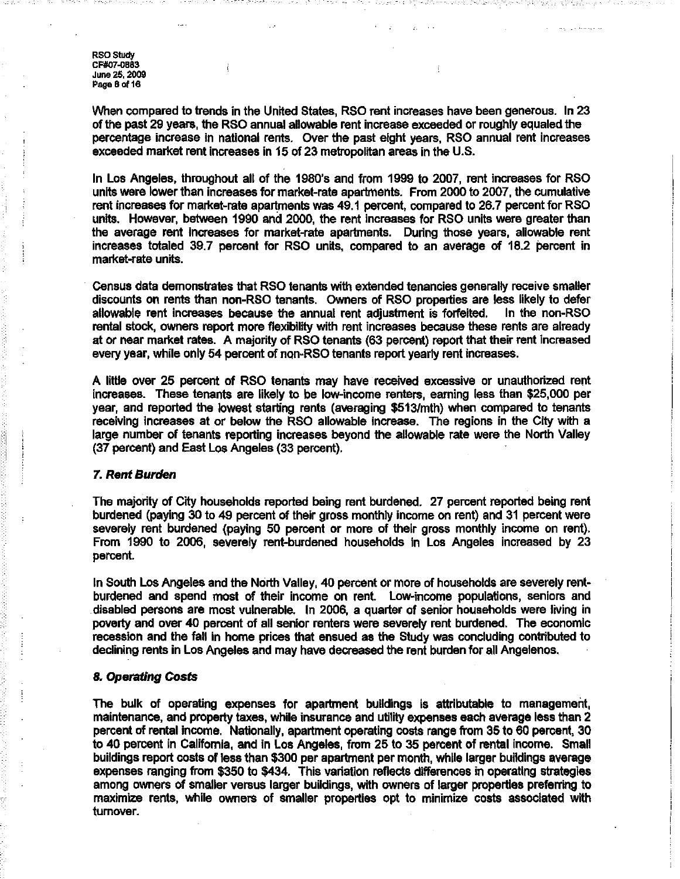When compared to trends in the United States, RSO rent increases have been generous. In 23 of the past 29 years, the RSO annual allowable rent increase exceeded or roughly equaled the percentage increase in national rents. Over the past eight years, RSO annual rent increases exceeded market rent increases in 15 of 23 metropolitan areas in the U.S.

In Los Angeles, throughout all of the 1980's and from 1999 to 2007, rent increases for RSO units were lower than increases for market-rate apartments. From 2000 to 2007, the cumulative rent increases for market-rate apartments was 49.1 percent, compared to 26.7 percent for RSO units. However, between 1990 and 2000, the rent increases for RSO units were greater than the average rent increases for market-rate apartments. During those years, allowable rent increases totaled 39.7 percent for RSO units, compared to an average of 18.2 percent in market-rate units.

Census data demonstrates that RSO tenants with extended tenancies generally receive smaller discounts on rents than non-RSO tenants. Owners of RSO properties are less likely to defer allowable rent increases because the annual rent adjustment is forfeited. In the non-RSO rental stock, owners report more flexibility with rent increases because these rents are already at or near market rates. A majority of RSO tenants (63 percent) report that their rent increased every year, while only 54 percent of non-RSO tenants report yearly rent increases.

A little over 25 percent of RSO tenants may have received excessive or unauthorized rent increases. These tenants are likely to be low-income renters, earning less than $25,000 per year, and reported the lowest starting rents (averaging $513/mth) when compared to tenants receiving increases at or below the RSO allowable increase. The regions in the City with a large number of tenants reporting increases beyond the allowable rate were the North Valley (37 percent) and East Los Angeles (33 percent).

### *7. Rent Burden*

The majority of City households reported being rent burdened. 27 percent reported being rent burdened (paying 30 to 49 percent of their gross monthly income on rent) and 31 percent were severely rent burdened (paying 50 percent or more of their gross monthly income on rent). From 1990 to 2006, severely rent-burdened households in Los Angeles increased by 23 percent.

In South Los Angeles and the North Valley, 40 percent or more of households are severely rent-burdened and spend most of their income on rent. Low-income populations, seniors and disabled persons are most vulnerable. In 2006, a quarter of senior households were living in poverty and over 40 percent of all senior renters were severely rent burdened. The economic recession and the fall in home prices that ensued as the Study was concluding contributed to declining rents in Los Angeles and may have decreased the rent burden for all Angelenos.

### *8. Operating Costs*

The bulk of operating expenses for apartment buildings is attributable to management, maintenance, and property taxes, while insurance and utility expenses each average less than 2 percent of rental income. Nationally, apartment operating costs range from 35 to 60 percent, 30 to 40 percent in California, and in Los Angeles, from 25 to 35 percent of rental income. Small buildings report costs of less than $300 per apartment per month, while larger buildings average expenses ranging from $350 to $434. This variation reflects differences in operating strategies among owners of smaller versus larger buildings, with owners of larger properties preferring to maximize rents, while owners of smaller properties opt to minimize costs associated with turnover.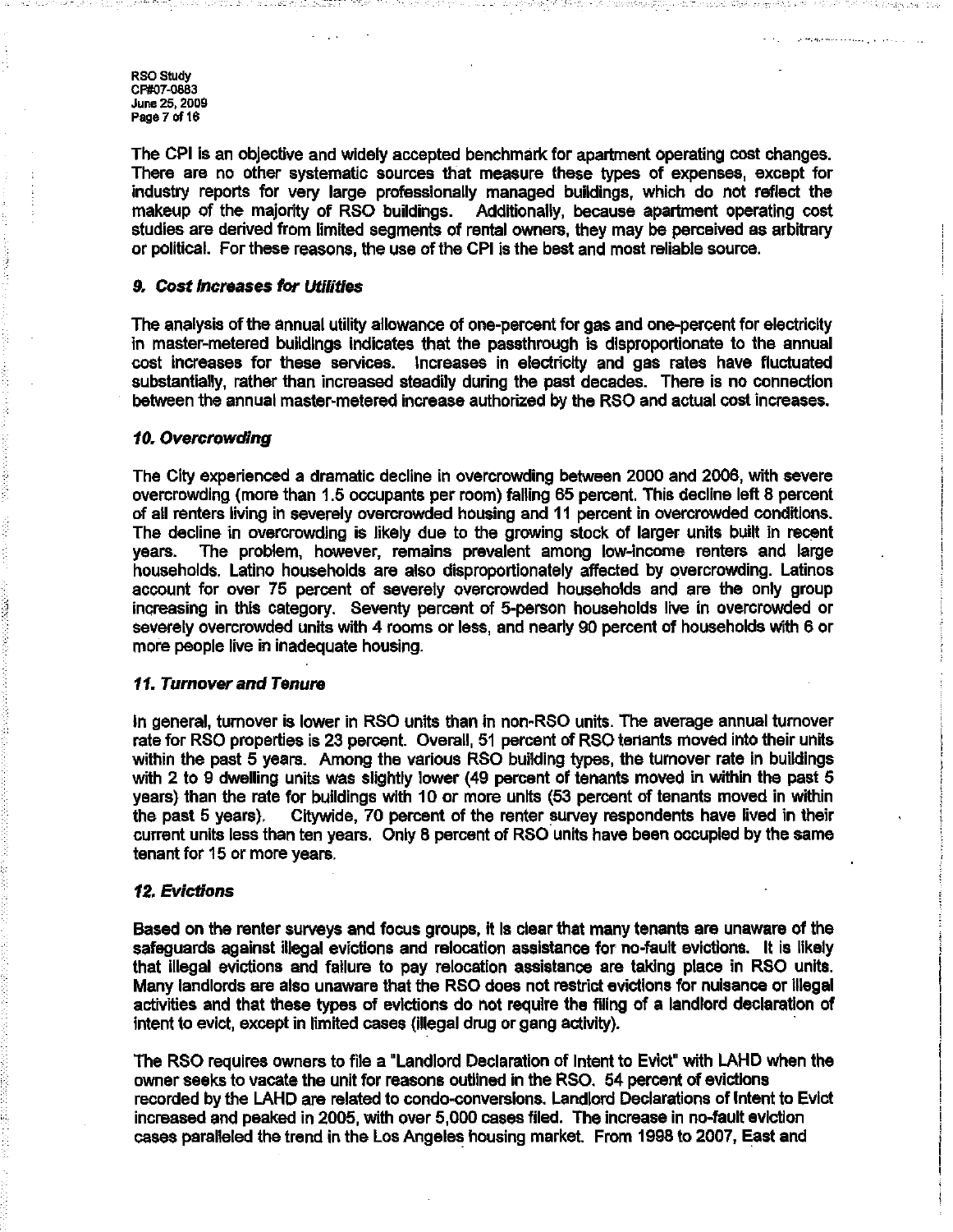The CPI is an objective and widely accepted benchmark for apartment operating cost changes. There are no other systematic sources that measure these types of expenses, except for industry reports for very large professionally managed buildings, which do not reflect the makeup of the majority of RSO buildings. Additionally, because apartment operating cost studies are derived from limited segments of rental owners, they may be perceived as arbitrary or political. For these reasons, the use of the CPI is the best and most reliable source.

### *9. Cost Increases for Utilities*

The analysis of the annual utility allowance of one-percent for gas and one-percent for electricity in master-metered buildings indicates that the passthrough is disproportionate to the annual cost increases for these services. Increases in electricity and gas rates have fluctuated substantially, rather than increased steadily during the past decades. There is no connection between the annual master-metered increase authorized by the RSO and actual cost increases.

### *10. Overcrowding*

The City experienced a dramatic decline in overcrowding between 2000 and 2006, with severe overcrowding (more than 1.5 occupants per room) falling 65 percent. This decline left 8 percent of all renters living in severely overcrowded housing and 11 percent in overcrowded conditions. The decline in overcrowding is likely due to the growing stock of larger units built in recent years. The problem, however, remains prevalent among low-income renters and large households. Latino households are also disproportionately affected by overcrowding. Latinos account for over 75 percent of severely overcrowded households and are the only group increasing in this category. Seventy percent of 5-person households live in overcrowded or severely overcrowded units with 4 rooms or less, and nearly 90 percent of households with 6 or more people live in inadequate housing.

### *11. Turnover and Tenure*

In general, turnover is lower in RSO units than in non-RSO units. The average annual turnover rate for RSO properties is 23 percent. Overall, 51 percent of RSO tenants moved into their units within the past 5 years. Among the various RSO building types, the turnover rate in buildings with 2 to 9 dwelling units was slightly lower (49 percent of tenants moved in within the past 5 years) than the rate for buildings with 10 or more units (53 percent of tenants moved in within the past 5 years). Citywide, 70 percent of the renter survey respondents have lived in their current units less than ten years. Only 8 percent of RSO units have been occupied by the same tenant for 15 or more years.

### *12. Evictions*

Based on the renter surveys and focus groups, it is clear that many tenants are unaware of the safeguards against illegal evictions and relocation assistance for no-fault evictions. It is likely that illegal evictions and failure to pay relocation assistance are taking place in RSO units. Many landlords are also unaware that the RSO does not restrict evictions for nuisance or illegal activities and that these types of evictions do not require the filing of a landlord declaration of intent to evict, except in limited cases (illegal drug or gang activity).

The RSO requires owners to file a "Landlord Declaration of Intent to Evict" with LAHD when the owner seeks to vacate the unit for reasons outlined in the RSO. 54 percent of evictions recorded by the LAHD are related to condo-conversions. Landlord Declarations of Intent to Evict increased and peaked in 2005, with over 5,000 cases filed. The increase in no-fault eviction cases paralleled the trend in the Los Angeles housing market. From 1998 to 2007, East and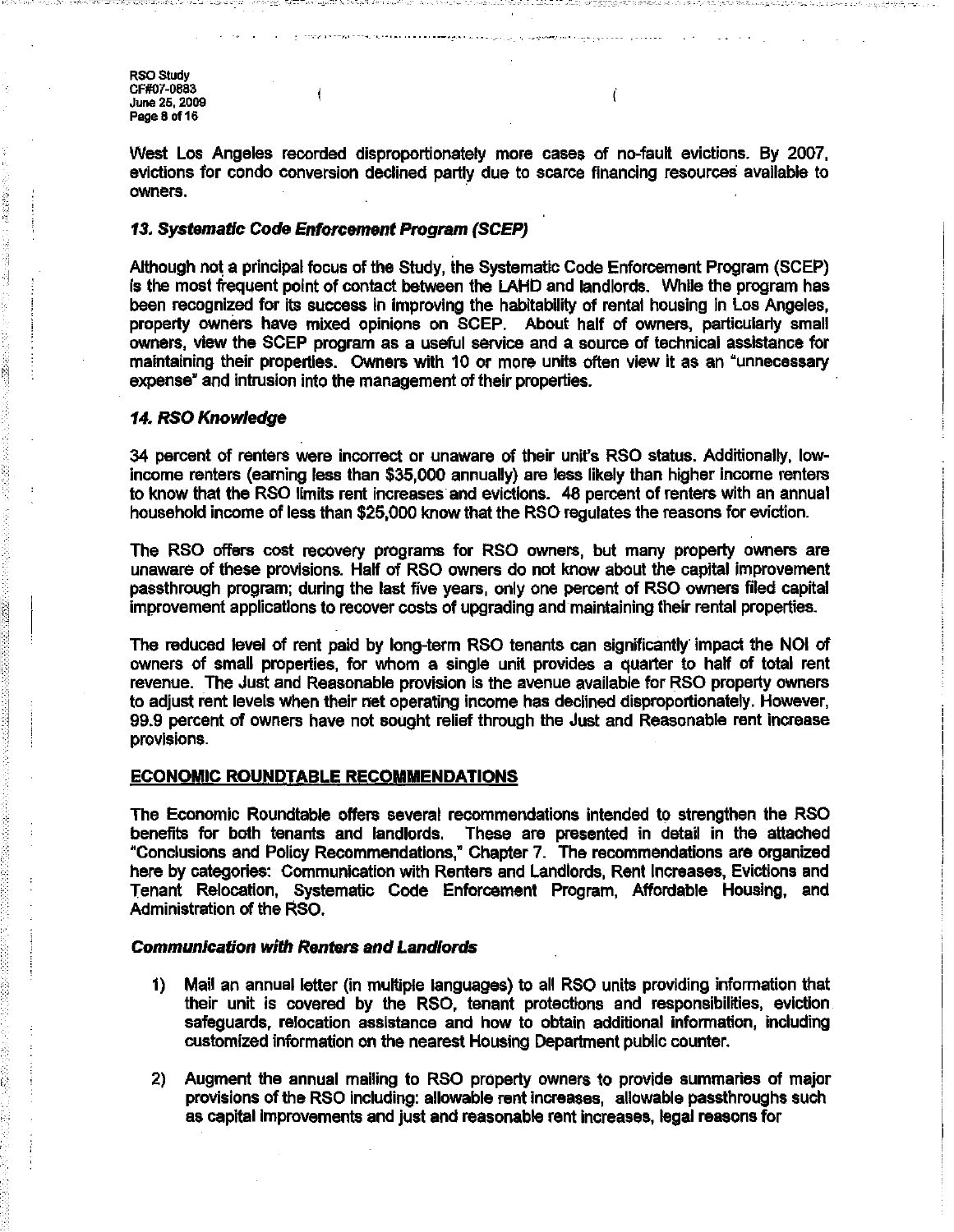West Los Angeles recorded disproportionately more cases of no-fault evictions. By 2007, evictions for condo conversion declined partly due to scarce financing resources available to owners.

### *13. Systematic Code Enforcement Program (SCEP)*

Although not a principal focus of the Study, the Systematic Code Enforcement Program (SCEP) is the most frequent point of contact between the LAHD and landlords. While the program has been recognized for its success in improving the habitability of rental housing in Los Angeles, property owners have mixed opinions on SCEP. About half of owners, particularly small owners, view the SCEP program as a useful service and a source of technical assistance for maintaining their properties. Owners with 10 or more units often view it as an "unnecessary expense" and intrusion into the management of their properties.

### *14. RSO Knowledge*

34 percent of renters were incorrect or unaware of their unit's RSO status. Additionally, low-income renters (earning less than $35,000 annually) are less likely than higher income renters to know that the RSO limits rent increases and evictions. 48 percent of renters with an annual household income of less than $25,000 know that the RSO regulates the reasons for eviction.

The RSO offers cost recovery programs for RSO owners, but many property owners are unaware of these provisions. Half of RSO owners do not know about the capital improvement passthrough program; during the last five years, only one percent of RSO owners filed capital improvement applications to recover costs of upgrading and maintaining their rental properties.

The reduced level of rent paid by long-term RSO tenants can significantly impact the NOI of owners of small properties, for whom a single unit provides a quarter to half of total rent revenue. The Just and Reasonable provision is the avenue available for RSO property owners to adjust rent levels when their net operating income has declined disproportionately. However, 99.9 percent of owners have not sought relief through the Just and Reasonable rent increase provisions.

## ECONOMIC ROUNDTABLE RECOMMENDATIONS

The Economic Roundtable offers several recommendations intended to strengthen the RSO benefits for both tenants and landlords. These are presented in detail in the attached "Conclusions and Policy Recommendations," Chapter 7. The recommendations are organized here by categories: Communication with Renters and Landlords, Rent Increases, Evictions and Tenant Relocation, Systematic Code Enforcement Program, Affordable Housing, and Administration of the RSO.

### *Communication with Renters and Landlords*

1) Mail an annual letter (in multiple languages) to all RSO units providing information that their unit is covered by the RSO, tenant protections and responsibilities, eviction safeguards, relocation assistance and how to obtain additional information, including customized information on the nearest Housing Department public counter.

2) Augment the annual mailing to RSO property owners to provide summaries of major provisions of the RSO including: allowable rent increases, allowable passthroughs such as capital improvements and just and reasonable rent increases, legal reasons for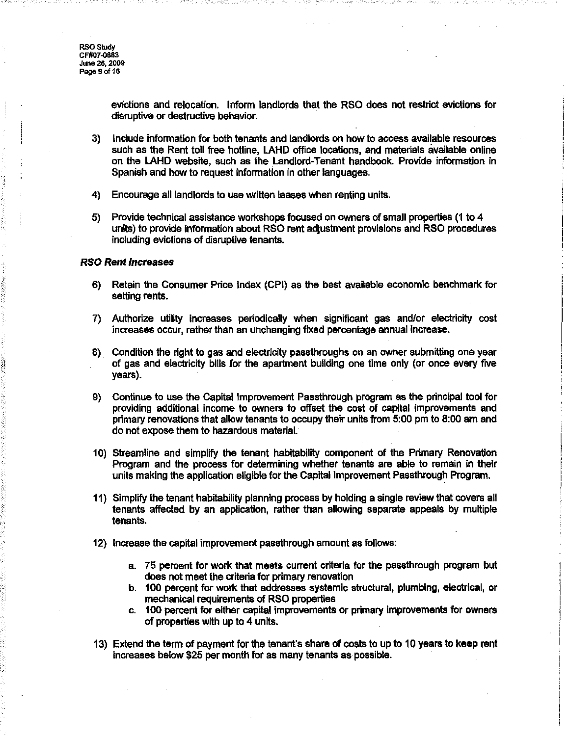evictions and relocation. Inform landlords that the RSO does not restrict evictions for disruptive or destructive behavior.

3) Include information for both tenants and landlords on how to access available resources such as the Rent toll free hotline, LAHD office locations, and materials available online on the LAHD website, such as the Landlord-Tenant handbook. Provide information in Spanish and how to request information in other languages.

4) Encourage all landlords to use written leases when renting units.

5) Provide technical assistance workshops focused on owners of small properties (1 to 4 units) to provide information about RSO rent adjustment provisions and RSO procedures including evictions of disruptive tenants.

***RSO Rent Increases***

6) Retain the Consumer Price Index (CPI) as the best available economic benchmark for setting rents.

7) Authorize utility increases periodically when significant gas and/or electricity cost increases occur, rather than an unchanging fixed percentage annual increase.

8) Condition the right to gas and electricity passthroughs on an owner submitting one year of gas and electricity bills for the apartment building one time only (or once every five years).

9) Continue to use the Capital Improvement Passthrough program as the principal tool for providing additional income to owners to offset the cost of capital improvements and primary renovations that allow tenants to occupy their units from 5:00 pm to 8:00 am and do not expose them to hazardous material.

10) Streamline and simplify the tenant habitability component of the Primary Renovation Program and the process for determining whether tenants are able to remain in their units making the application eligible for the Capital Improvement Passthrough Program.

11) Simplify the tenant habitability planning process by holding a single review that covers all tenants affected by an application, rather than allowing separate appeals by multiple tenants.

12) Increase the capital improvement passthrough amount as follows:

    a. 75 percent for work that meets current criteria for the passthrough program but does not meet the criteria for primary renovation
    b. 100 percent for work that addresses systemic structural, plumbing, electrical, or mechanical requirements of RSO properties
    c. 100 percent for either capital improvements or primary improvements for owners of properties with up to 4 units.

13) Extend the term of payment for the tenant's share of costs to up to 10 years to keep rent increases below $25 per month for as many tenants as possible.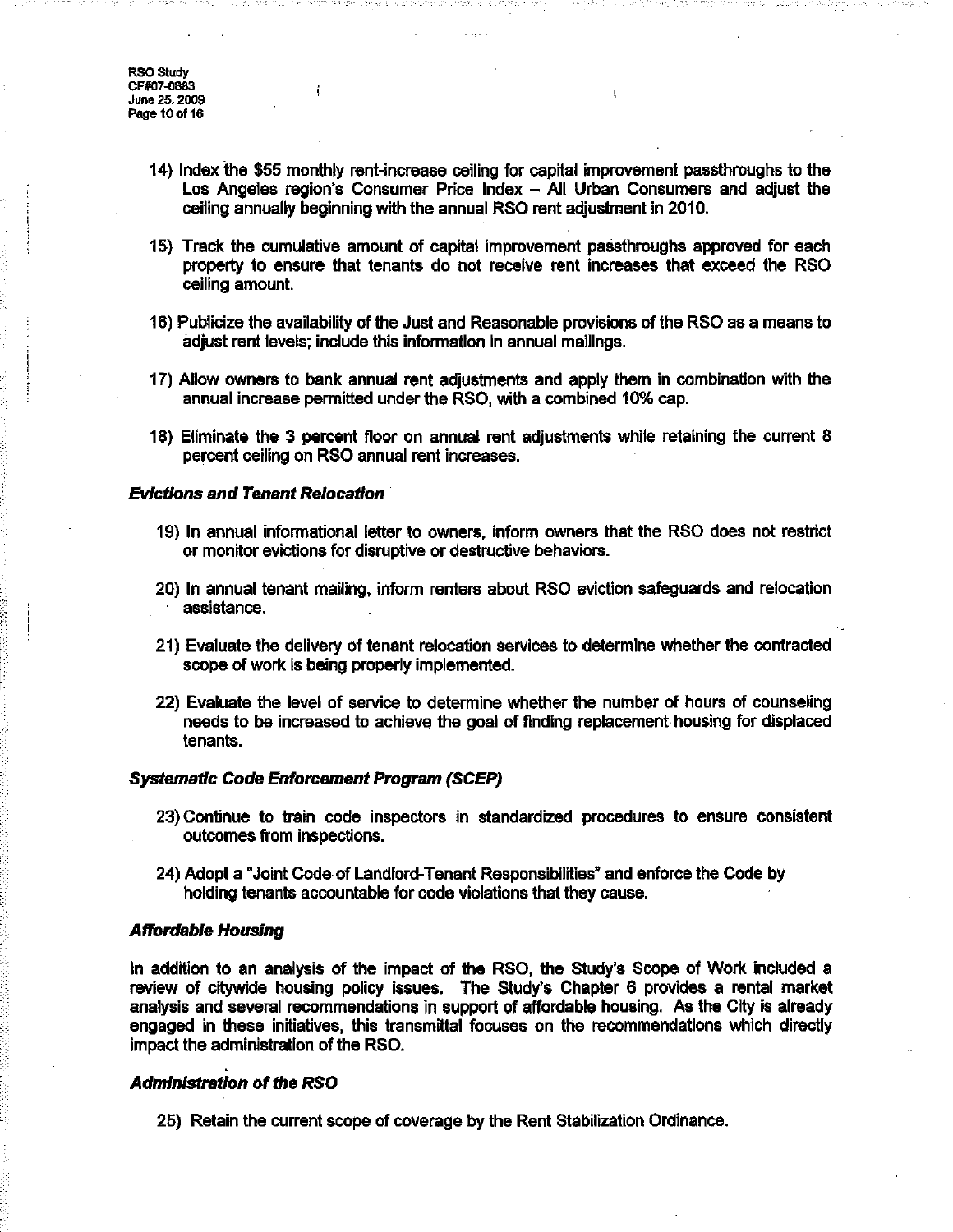14) Index the $55 monthly rent-increase ceiling for capital improvement passthroughs to the Los Angeles region's Consumer Price Index – All Urban Consumers and adjust the ceiling annually beginning with the annual RSO rent adjustment in 2010.

15) Track the cumulative amount of capital improvement passthroughs approved for each property to ensure that tenants do not receive rent increases that exceed the RSO ceiling amount.

16) Publicize the availability of the Just and Reasonable provisions of the RSO as a means to adjust rent levels; include this information in annual mailings.

17) Allow owners to bank annual rent adjustments and apply them in combination with the annual increase permitted under the RSO, with a combined 10% cap.

18) Eliminate the 3 percent floor on annual rent adjustments while retaining the current 8 percent ceiling on RSO annual rent increases.

***Evictions and Tenant Relocation***

19) In annual informational letter to owners, inform owners that the RSO does not restrict or monitor evictions for disruptive or destructive behaviors.

20) In annual tenant mailing, inform renters about RSO eviction safeguards and relocation assistance.

21) Evaluate the delivery of tenant relocation services to determine whether the contracted scope of work is being properly implemented.

22) Evaluate the level of service to determine whether the number of hours of counseling needs to be increased to achieve the goal of finding replacement housing for displaced tenants.

***Systematic Code Enforcement Program (SCEP)***

23) Continue to train code inspectors in standardized procedures to ensure consistent outcomes from inspections.

24) Adopt a "Joint Code of Landlord-Tenant Responsibilities" and enforce the Code by holding tenants accountable for code violations that they cause.

***Affordable Housing***

In addition to an analysis of the impact of the RSO, the Study's Scope of Work included a review of citywide housing policy issues. The Study's Chapter 6 provides a rental market analysis and several recommendations in support of affordable housing. As the City is already engaged in these initiatives, this transmittal focuses on the recommendations which directly impact the administration of the RSO.

***Administration of the RSO***

25) Retain the current scope of coverage by the Rent Stabilization Ordinance.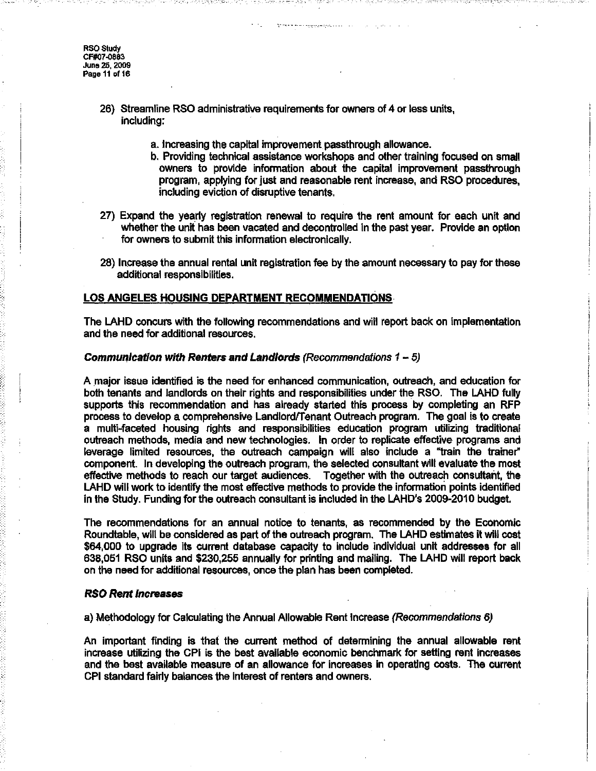26) Streamline RSO administrative requirements for owners of 4 or less units, including:

    a. Increasing the capital improvement passthrough allowance.

    b. Providing technical assistance workshops and other training focused on small owners to provide information about the capital improvement passthrough program, applying for just and reasonable rent increase, and RSO procedures, including eviction of disruptive tenants.

27) Expand the yearly registration renewal to require the rent amount for each unit and whether the unit has been vacated and decontrolled in the past year. Provide an option for owners to submit this information electronically.

28) Increase the annual rental unit registration fee by the amount necessary to pay for these additional responsibilities.

## LOS ANGELES HOUSING DEPARTMENT RECOMMENDATIONS

The LAHD concurs with the following recommendations and will report back on implementation and the need for additional resources.

***Communication with Renters and Landlords*** *(Recommendations 1 – 5)*

A major issue identified is the need for enhanced communication, outreach, and education for both tenants and landlords on their rights and responsibilities under the RSO. The LAHD fully supports this recommendation and has already started this process by completing an RFP process to develop a comprehensive Landlord/Tenant Outreach program. The goal is to create a multi-faceted housing rights and responsibilities education program utilizing traditional outreach methods, media and new technologies. In order to replicate effective programs and leverage limited resources, the outreach campaign will also include a "train the trainer" component. In developing the outreach program, the selected consultant will evaluate the most effective methods to reach our target audiences. Together with the outreach consultant, the LAHD will work to identify the most effective methods to provide the information points identified in the Study. Funding for the outreach consultant is included in the LAHD's 2009-2010 budget.

The recommendations for an annual notice to tenants, as recommended by the Economic Roundtable, will be considered as part of the outreach program. The LAHD estimates it will cost $64,000 to upgrade its current database capacity to include individual unit addresses for all 638,051 RSO units and $230,255 annually for printing and mailing. The LAHD will report back on the need for additional resources, once the plan has been completed.

***RSO Rent Increases***

a) Methodology for Calculating the Annual Allowable Rent Increase *(Recommendations 6)*

An important finding is that the current method of determining the annual allowable rent increase utilizing the CPI is the best available economic benchmark for setting rent increases and the best available measure of an allowance for increases in operating costs. The current CPI standard fairly balances the interest of renters and owners.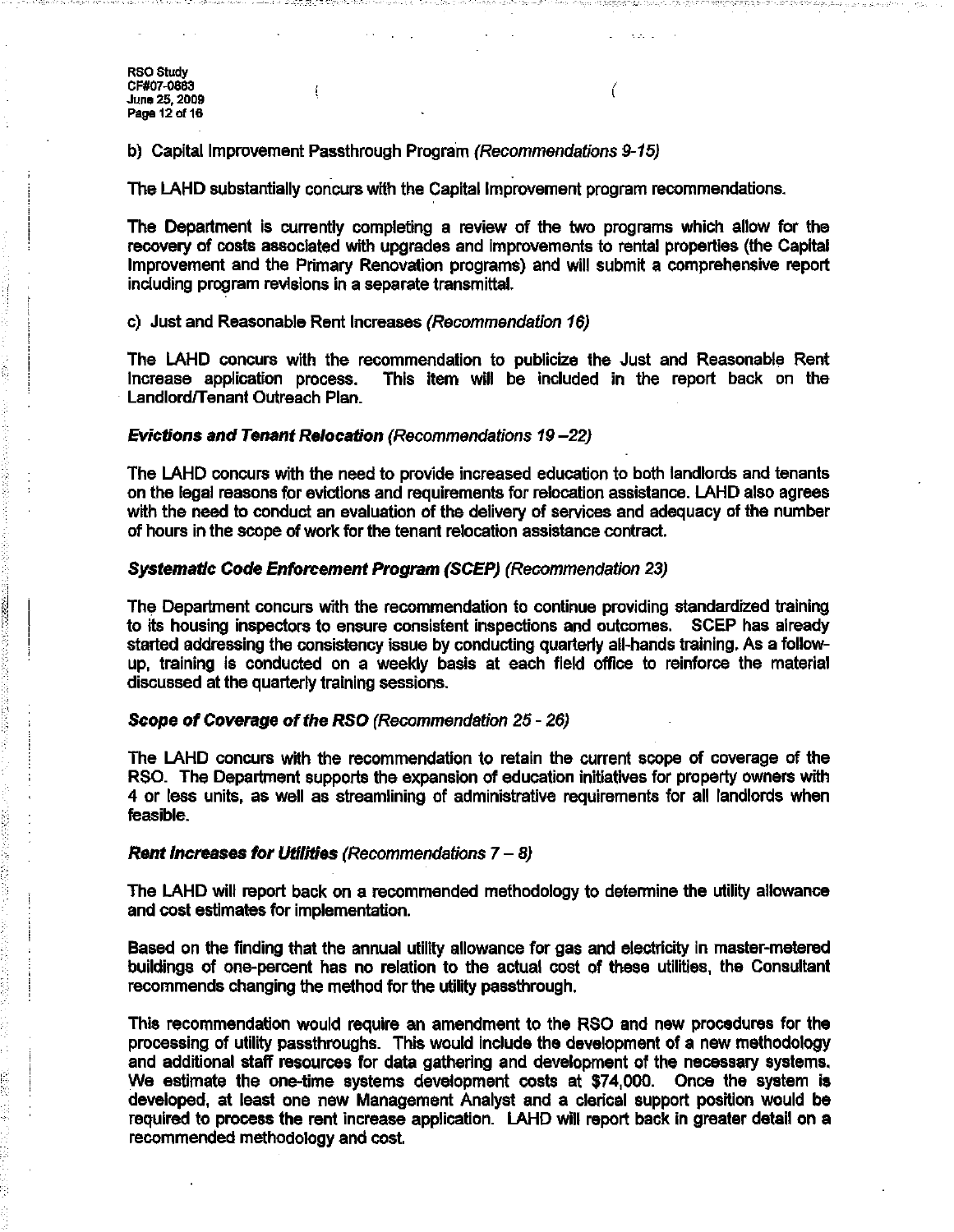b) Capital Improvement Passthrough Program *(Recommendations 9-15)*

The LAHD substantially concurs with the Capital Improvement program recommendations.

The Department is currently completing a review of the two programs which allow for the recovery of costs associated with upgrades and improvements to rental properties (the Capital Improvement and the Primary Renovation programs) and will submit a comprehensive report including program revisions in a separate transmittal.

c) Just and Reasonable Rent Increases *(Recommendation 16)*

The LAHD concurs with the recommendation to publicize the Just and Reasonable Rent Increase application process. This item will be included in the report back on the Landlord/Tenant Outreach Plan.

***Evictions and Tenant Relocation*** *(Recommendations 19 –22)*

The LAHD concurs with the need to provide increased education to both landlords and tenants on the legal reasons for evictions and requirements for relocation assistance. LAHD also agrees with the need to conduct an evaluation of the delivery of services and adequacy of the number of hours in the scope of work for the tenant relocation assistance contract.

***Systematic Code Enforcement Program (SCEP)*** *(Recommendation 23)*

The Department concurs with the recommendation to continue providing standardized training to its housing inspectors to ensure consistent inspections and outcomes. SCEP has already started addressing the consistency issue by conducting quarterly all-hands training. As a follow-up, training is conducted on a weekly basis at each field office to reinforce the material discussed at the quarterly training sessions.

***Scope of Coverage of the RSO*** *(Recommendation 25 - 26)*

The LAHD concurs with the recommendation to retain the current scope of coverage of the RSO. The Department supports the expansion of education initiatives for property owners with 4 or less units, as well as streamlining of administrative requirements for all landlords when feasible.

***Rent Increases for Utilities*** *(Recommendations 7 – 8)*

The LAHD will report back on a recommended methodology to determine the utility allowance and cost estimates for implementation.

Based on the finding that the annual utility allowance for gas and electricity in master-metered buildings of one-percent has no relation to the actual cost of these utilities, the Consultant recommends changing the method for the utility passthrough.

This recommendation would require an amendment to the RSO and new procedures for the processing of utility passthroughs. This would include the development of a new methodology and additional staff resources for data gathering and development of the necessary systems. We estimate the one-time systems development costs at $74,000. Once the system is developed, at least one new Management Analyst and a clerical support position would be required to process the rent increase application. LAHD will report back in greater detail on a recommended methodology and cost.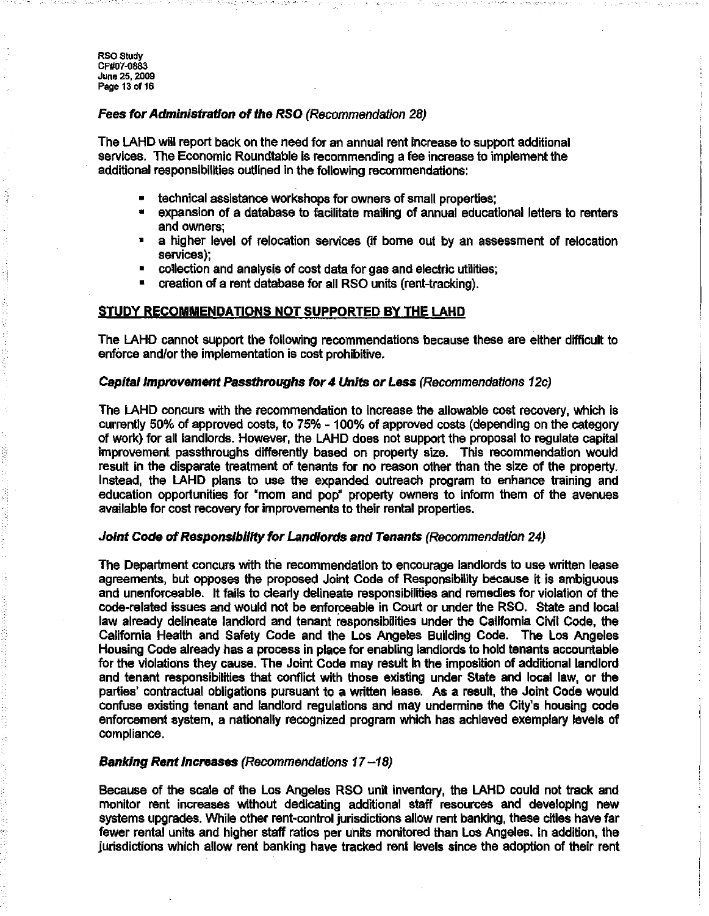### *Fees for Administration of the RSO (Recommendation 28)*

The LAHD will report back on the need for an annual rent increase to support additional services. The Economic Roundtable is recommending a fee increase to implement the additional responsibilities outlined in the following recommendations:

- technical assistance workshops for owners of small properties;
- expansion of a database to facilitate mailing of annual educational letters to renters and owners;
- a higher level of relocation services (if borne out by an assessment of relocation services);
- collection and analysis of cost data for gas and electric utilities;
- creation of a rent database for all RSO units (rent-tracking).

## STUDY RECOMMENDATIONS NOT SUPPORTED BY THE LAHD

The LAHD cannot support the following recommendations because these are either difficult to enforce and/or the implementation is cost prohibitive.

### *Capital Improvement Passthroughs for 4 Units or Less (Recommendations 12c)*

The LAHD concurs with the recommendation to increase the allowable cost recovery, which is currently 50% of approved costs, to 75% - 100% of approved costs (depending on the category of work) for all landlords. However, the LAHD does not support the proposal to regulate capital improvement passthroughs differently based on property size. This recommendation would result in the disparate treatment of tenants for no reason other than the size of the property. Instead, the LAHD plans to use the expanded outreach program to enhance training and education opportunities for "mom and pop" property owners to inform them of the avenues available for cost recovery for improvements to their rental properties.

### *Joint Code of Responsibility for Landlords and Tenants (Recommendation 24)*

The Department concurs with the recommendation to encourage landlords to use written lease agreements, but opposes the proposed Joint Code of Responsibility because it is ambiguous and unenforceable. It fails to clearly delineate responsibilities and remedies for violation of the code-related issues and would not be enforceable in Court or under the RSO. State and local law already delineate landlord and tenant responsibilities under the California Civil Code, the California Health and Safety Code and the Los Angeles Building Code. The Los Angeles Housing Code already has a process in place for enabling landlords to hold tenants accountable for the violations they cause. The Joint Code may result in the imposition of additional landlord and tenant responsibilities that conflict with those existing under State and local law, or the parties' contractual obligations pursuant to a written lease. As a result, the Joint Code would confuse existing tenant and landlord regulations and may undermine the City's housing code enforcement system, a nationally recognized program which has achieved exemplary levels of compliance.

### *Banking Rent Increases (Recommendations 17 –18)*

Because of the scale of the Los Angeles RSO unit inventory, the LAHD could not track and monitor rent increases without dedicating additional staff resources and developing new systems upgrades. While other rent-control jurisdictions allow rent banking, these cities have far fewer rental units and higher staff ratios per units monitored than Los Angeles. In addition, the jurisdictions which allow rent banking have tracked rent levels since the adoption of their rent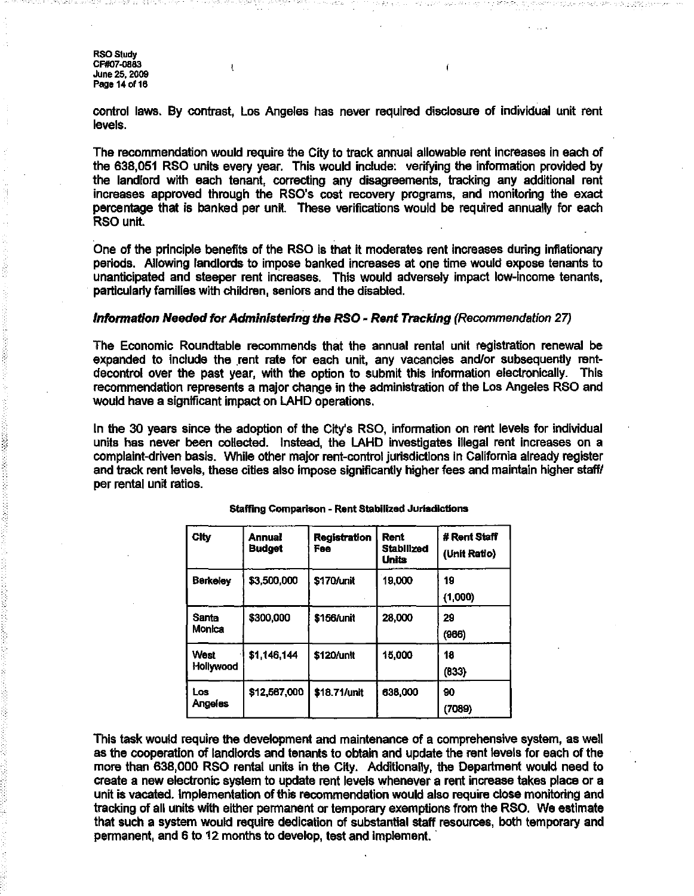control laws. By contrast, Los Angeles has never required disclosure of individual unit rent levels.

The recommendation would require the City to track annual allowable rent increases in each of the 638,051 RSO units every year. This would include: verifying the information provided by the landlord with each tenant, correcting any disagreements, tracking any additional rent increases approved through the RSO's cost recovery programs, and monitoring the exact percentage that is banked per unit. These verifications would be required annually for each RSO unit.

One of the principle benefits of the RSO is that it moderates rent increases during inflationary periods. Allowing landlords to impose banked increases at one time would expose tenants to unanticipated and steeper rent increases. This would adversely impact low-income tenants, particularly families with children, seniors and the disabled.

***Information Needed for Administering the RSO - Rent Tracking*** *(Recommendation 27)*

The Economic Roundtable recommends that the annual rental unit registration renewal be expanded to include the rent rate for each unit, any vacancies and/or subsequently rent-decontrol over the past year, with the option to submit this information electronically. This recommendation represents a major change in the administration of the Los Angeles RSO and would have a significant impact on LAHD operations.

In the 30 years since the adoption of the City's RSO, information on rent levels for individual units has never been collected. Instead, the LAHD investigates illegal rent increases on a complaint-driven basis. While other major rent-control jurisdictions in California already register and track rent levels, these cities also impose significantly higher fees and maintain higher staff/ per rental unit ratios.

**Staffing Comparison - Rent Stabilized Jurisdictions**

| City | Annual Budget | Registration Fee | Rent Stabilized Units | # Rent Staff (Unit Ratio) |
|---|---|---|---|---|
| Berkeley | $3,500,000 | $170/unit | 19,000 | 19 (1,000) |
| Santa Monica | $300,000 | $156/unit | 28,000 | 29 (966) |
| West Hollywood | $1,146,144 | $120/unit | 15,000 | 18 (833) |
| Los Angeles | $12,567,000 | $18.71/unit | 638,000 | 90 (7089) |

This task would require the development and maintenance of a comprehensive system, as well as the cooperation of landlords and tenants to obtain and update the rent levels for each of the more than 638,000 RSO rental units in the City. Additionally, the Department would need to create a new electronic system to update rent levels whenever a rent increase takes place or a unit is vacated. Implementation of this recommendation would also require close monitoring and tracking of all units with either permanent or temporary exemptions from the RSO. We estimate that such a system would require dedication of substantial staff resources, both temporary and permanent, and 6 to 12 months to develop, test and implement.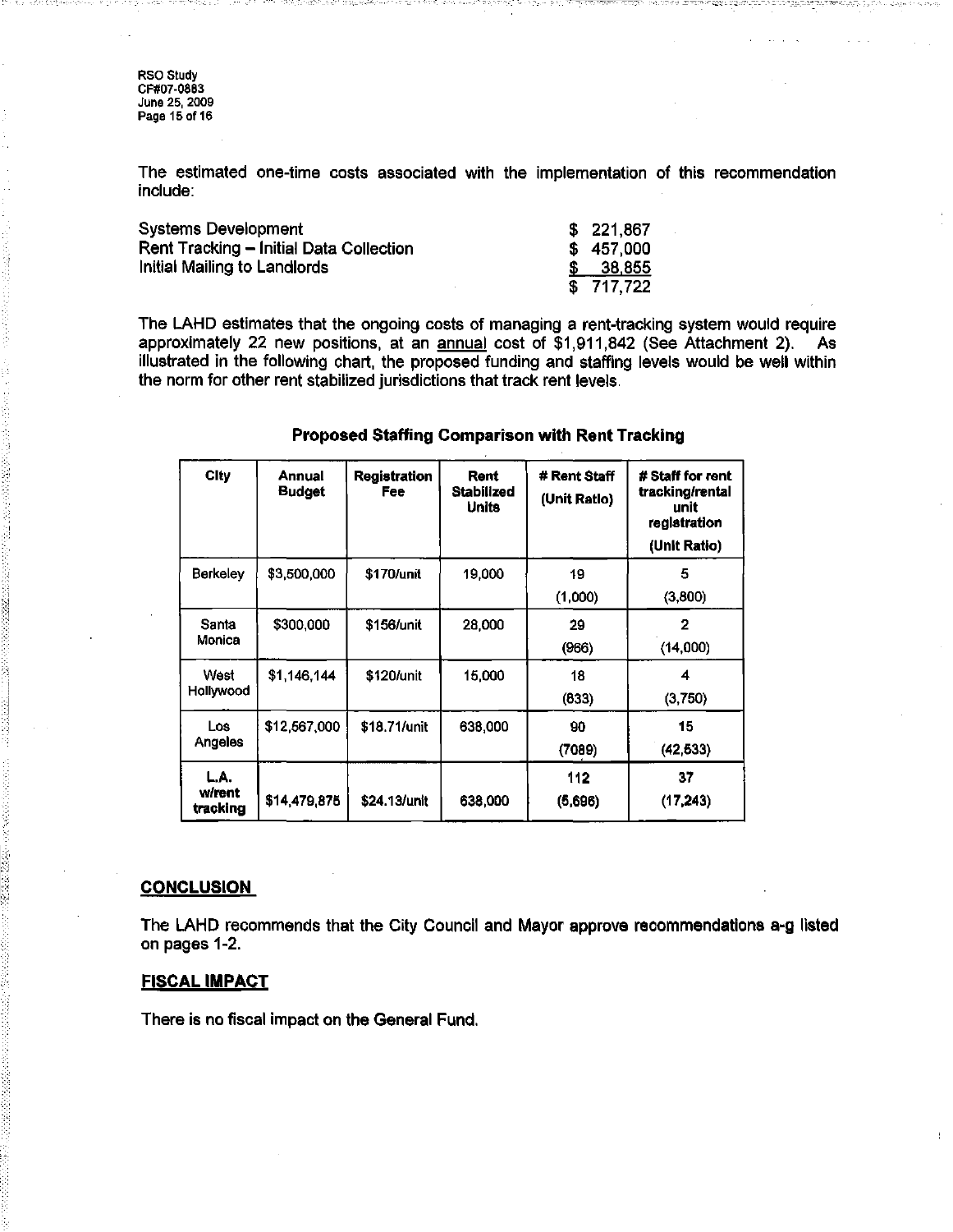The estimated one-time costs associated with the implementation of this recommendation include:

| | |
|---|---|
| Systems Development | $ 221,867 |
| Rent Tracking – Initial Data Collection | $ 457,000 |
| Initial Mailing to Landlords | $ 38,855 |
| | $ 717,722 |

The LAHD estimates that the ongoing costs of managing a rent-tracking system would require approximately 22 new positions, at an annual cost of $1,911,842 (See Attachment 2). As illustrated in the following chart, the proposed funding and staffing levels would be well within the norm for other rent stabilized jurisdictions that track rent levels.

**Proposed Staffing Comparison with Rent Tracking**

| City | Annual Budget | Registration Fee | Rent Stabilized Units | # Rent Staff (Unit Ratio) | # Staff for rent tracking/rental unit registration (Unit Ratio) |
|---|---|---|---|---|---|
| Berkeley | $3,500,000 | $170/unit | 19,000 | 19 (1,000) | 5 (3,800) |
| Santa Monica | $300,000 | $156/unit | 28,000 | 29 (966) | 2 (14,000) |
| West Hollywood | $1,146,144 | $120/unit | 15,000 | 18 (833) | 4 (3,750) |
| Los Angeles | $12,567,000 | $18.71/unit | 638,000 | 90 (7089) | 15 (42,533) |
| **L.A. w/rent tracking** | $14,479,875 | $24.13/unit | 638,000 | 112 (5,696) | 37 (17,243) |

## CONCLUSION

The LAHD recommends that the City Council and Mayor approve recommendations a-g listed on pages 1-2.

## FISCAL IMPACT

There is no fiscal impact on the General Fund.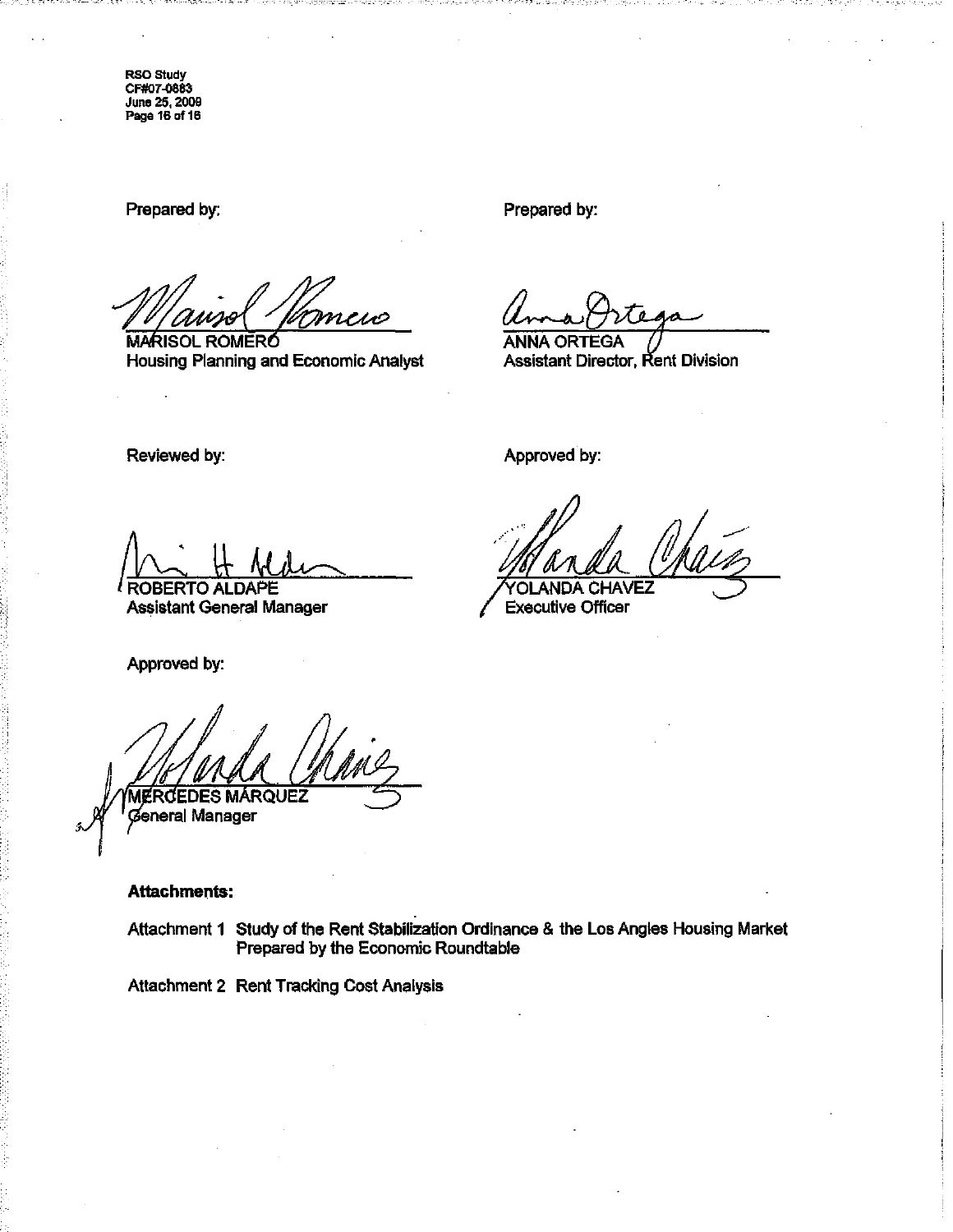Prepared by:

MARISOL ROMERO
Housing Planning and Economic Analyst

Prepared by:

ANNA ORTEGA
Assistant Director, Rent Division

Reviewed by:

ROBERTO ALDAPE
Assistant General Manager

Approved by:

YOLANDA CHAVEZ
Executive Officer

Approved by:

MERCEDES MÁRQUEZ
General Manager

**Attachments:**

Attachment 1 Study of the Rent Stabilization Ordinance & the Los Angles Housing Market Prepared by the Economic Roundtable

Attachment 2 Rent Tracking Cost Analysis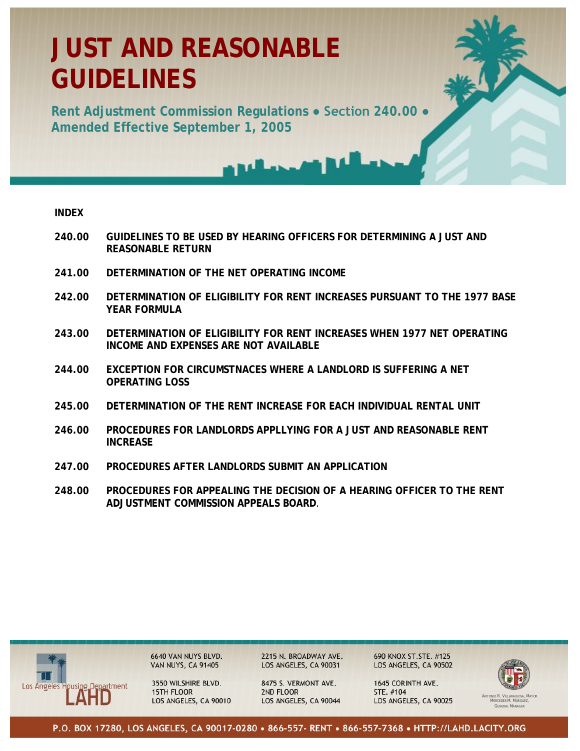# JUST AND REASONABLE GUIDELINES

**Rent Adjustment Commission Regulations • Section 240.00 • Amended Effective September 1, 2005**

**INDEX**

**240.00** **GUIDELINES TO BE USED BY HEARING OFFICERS FOR DETERMINING A JUST AND REASONABLE RETURN**

**241.00** **DETERMINATION OF THE NET OPERATING INCOME**

**242.00** **DETERMINATION OF ELIGIBILITY FOR RENT INCREASES PURSUANT TO THE 1977 BASE YEAR FORMULA**

**243.00** **DETERMINATION OF ELIGIBILITY FOR RENT INCREASES WHEN 1977 NET OPERATING INCOME AND EXPENSES ARE NOT AVAILABLE**

**244.00** **EXCEPTION FOR CIRCUMSTNACES WHERE A LANDLORD IS SUFFERING A NET OPERATING LOSS**

**245.00** **DETERMINATION OF THE RENT INCREASE FOR EACH INDIVIDUAL RENTAL UNIT**

**246.00** **PROCEDURES FOR LANDLORDS APPLLYING FOR A JUST AND REASONABLE RENT INCREASE**

**247.00** **PROCEDURES AFTER LANDLORDS SUBMIT AN APPLICATION**

**248.00** **PROCEDURES FOR APPEALING THE DECISION OF A HEARING OFFICER TO THE RENT ADJUSTMENT COMMISSION APPEALS BOARD**.

Los Angeles Housing Department
LAHD

6640 VAN NUYS BLVD.
VAN NUYS, CA 91405

3550 WILSHIRE BLVD.
15TH FLOOR
LOS ANGELES, CA 90010

2215 N. BROADWAY AVE.
LOS ANGELES, CA 90031

8475 S. VERMONT AVE.
2ND FLOOR
LOS ANGELES, CA 90044

690 KNOX ST.STE. #125
LOS ANGELES, CA 90502

1645 CORINTH AVE.
STE. #104
LOS ANGELES, CA 90025

ANTONIO R. VILLARAIGOSA, MAYOR
MERCEDES M. MARQUEZ, GENERAL MANAGER

P.O. BOX 17280, LOS ANGELES, CA 90017-0280 • 866-557- RENT • 866-557-7368 • HTTP://LAHD.LACITY.ORG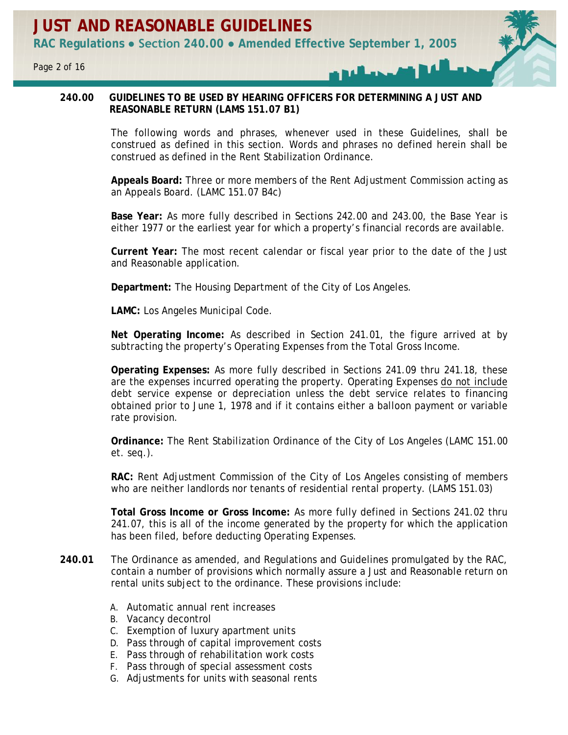**240.00 GUIDELINES TO BE USED BY HEARING OFFICERS FOR DETERMINING A JUST AND REASONABLE RETURN (LAMS 151.07 B1)**

The following words and phrases, whenever used in these Guidelines, shall be construed as defined in this section. Words and phrases no defined herein shall be construed as defined in the Rent Stabilization Ordinance.

**Appeals Board:** Three or more members of the Rent Adjustment Commission acting as an Appeals Board. (LAMC 151.07 B4c)

**Base Year:** As more fully described in Sections 242.00 and 243.00, the Base Year is either 1977 or the earliest year for which a property's financial records are available.

**Current Year:** The most recent calendar or fiscal year prior to the date of the Just and Reasonable application.

**Department:** The Housing Department of the City of Los Angeles.

**LAMC:** Los Angeles Municipal Code.

**Net Operating Income:** As described in Section 241.01, the figure arrived at by subtracting the property's Operating Expenses from the Total Gross Income.

**Operating Expenses:** As more fully described in Sections 241.09 thru 241.18, these are the expenses incurred operating the property. Operating Expenses do not include debt service expense or depreciation unless the debt service relates to financing obtained prior to June 1, 1978 and if it contains either a balloon payment or variable rate provision.

**Ordinance:** The Rent Stabilization Ordinance of the City of Los Angeles (LAMC 151.00 et. seq.).

**RAC:** Rent Adjustment Commission of the City of Los Angeles consisting of members who are neither landlords nor tenants of residential rental property. (LAMS 151.03)

**Total Gross Income or Gross Income:** As more fully defined in Sections 241.02 thru 241.07, this is all of the income generated by the property for which the application has been filed, before deducting Operating Expenses.

**240.01** The Ordinance as amended, and Regulations and Guidelines promulgated by the RAC, contain a number of provisions which normally assure a Just and Reasonable return on rental units subject to the ordinance. These provisions include:

A. Automatic annual rent increases
B. Vacancy decontrol
C. Exemption of luxury apartment units
D. Pass through of capital improvement costs
E. Pass through of rehabilitation work costs
F. Pass through of special assessment costs
G. Adjustments for units with seasonal rents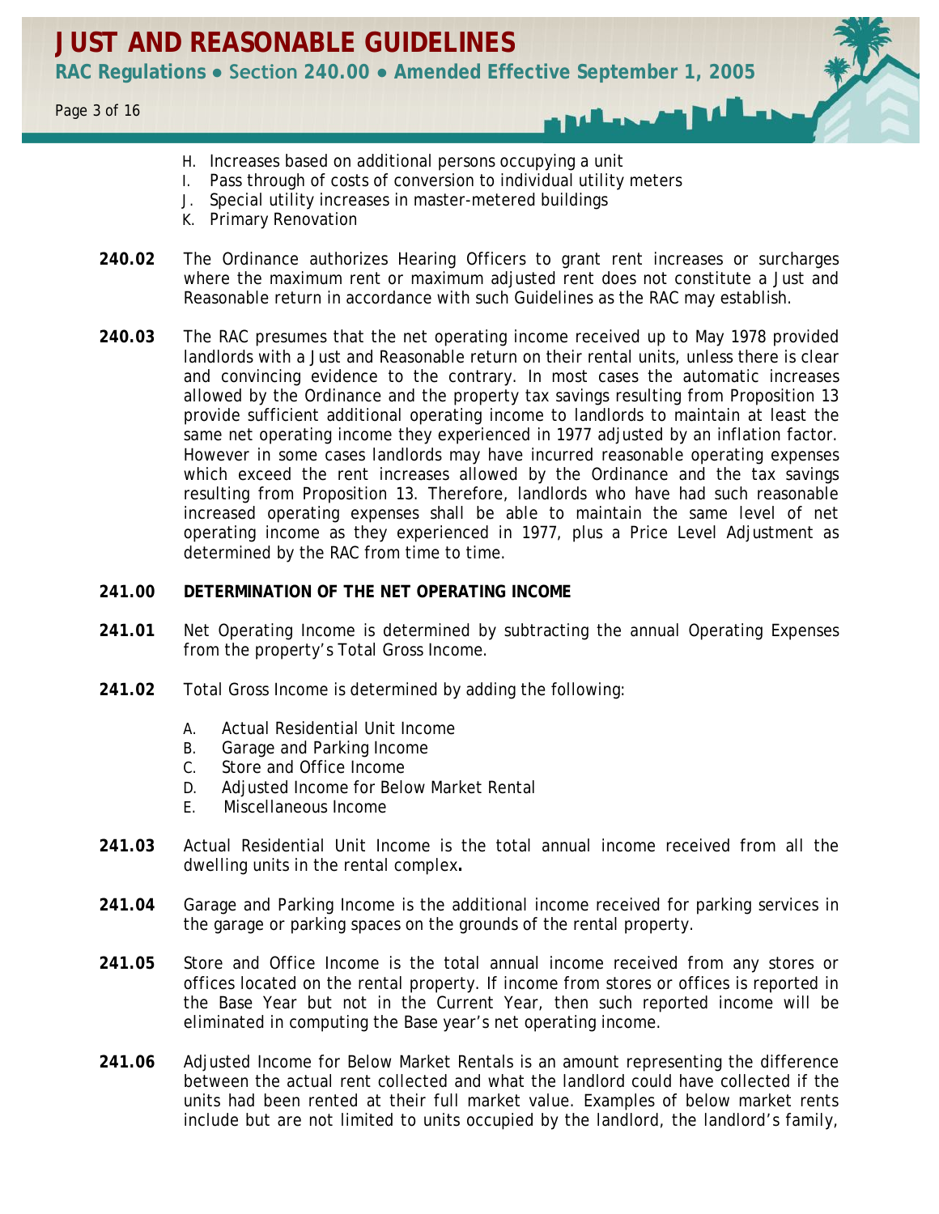H. Increases based on additional persons occupying a unit
I. Pass through of costs of conversion to individual utility meters
J. Special utility increases in master-metered buildings
K. Primary Renovation

**240.02** The Ordinance authorizes Hearing Officers to grant rent increases or surcharges where the maximum rent or maximum adjusted rent does not constitute a Just and Reasonable return in accordance with such Guidelines as the RAC may establish.

**240.03** The RAC presumes that the net operating income received up to May 1978 provided landlords with a Just and Reasonable return on their rental units, unless there is clear and convincing evidence to the contrary. In most cases the automatic increases allowed by the Ordinance and the property tax savings resulting from Proposition 13 provide sufficient additional operating income to landlords to maintain at least the same net operating income they experienced in 1977 adjusted by an inflation factor. However in some cases landlords may have incurred reasonable operating expenses which exceed the rent increases allowed by the Ordinance and the tax savings resulting from Proposition 13. Therefore, landlords who have had such reasonable increased operating expenses shall be able to maintain the same level of net operating income as they experienced in 1977, plus a Price Level Adjustment as determined by the RAC from time to time.

## 241.00 DETERMINATION OF THE NET OPERATING INCOME

**241.01** Net Operating Income is determined by subtracting the annual Operating Expenses from the property's Total Gross Income.

**241.02** Total Gross Income is determined by adding the following:

A. Actual Residential Unit Income
B. Garage and Parking Income
C. Store and Office Income
D. Adjusted Income for Below Market Rental
E. Miscellaneous Income

**241.03** Actual Residential Unit Income is the total annual income received from all the dwelling units in the rental complex**.**

**241.04** Garage and Parking Income is the additional income received for parking services in the garage or parking spaces on the grounds of the rental property.

**241.05** Store and Office Income is the total annual income received from any stores or offices located on the rental property. If income from stores or offices is reported in the Base Year but not in the Current Year, then such reported income will be eliminated in computing the Base year's net operating income.

**241.06** Adjusted Income for Below Market Rentals is an amount representing the difference between the actual rent collected and what the landlord could have collected if the units had been rented at their full market value. Examples of below market rents include but are not limited to units occupied by the landlord, the landlord's family,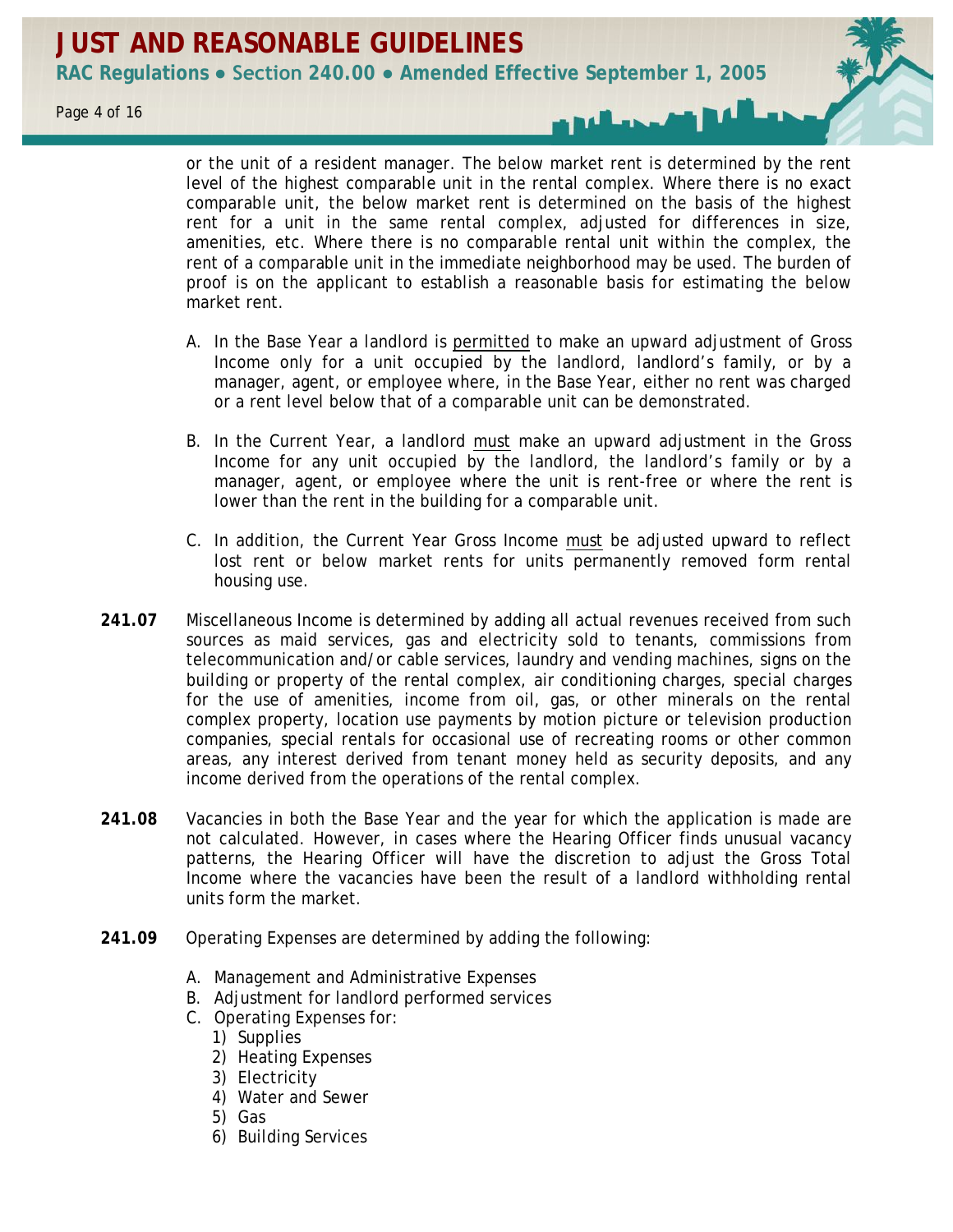or the unit of a resident manager. The below market rent is determined by the rent level of the highest comparable unit in the rental complex. Where there is no exact comparable unit, the below market rent is determined on the basis of the highest rent for a unit in the same rental complex, adjusted for differences in size, amenities, etc. Where there is no comparable rental unit within the complex, the rent of a comparable unit in the immediate neighborhood may be used. The burden of proof is on the applicant to establish a reasonable basis for estimating the below market rent.

A. In the Base Year a landlord is <u>permitted</u> to make an upward adjustment of Gross Income only for a unit occupied by the landlord, landlord's family, or by a manager, agent, or employee where, in the Base Year, either no rent was charged or a rent level below that of a comparable unit can be demonstrated.

B. In the Current Year, a landlord <u>must</u> make an upward adjustment in the Gross Income for any unit occupied by the landlord, the landlord's family or by a manager, agent, or employee where the unit is rent-free or where the rent is lower than the rent in the building for a comparable unit.

C. In addition, the Current Year Gross Income <u>must</u> be adjusted upward to reflect lost rent or below market rents for units permanently removed form rental housing use.

**241.07** Miscellaneous Income is determined by adding all actual revenues received from such sources as maid services, gas and electricity sold to tenants, commissions from telecommunication and/or cable services, laundry and vending machines, signs on the building or property of the rental complex, air conditioning charges, special charges for the use of amenities, income from oil, gas, or other minerals on the rental complex property, location use payments by motion picture or television production companies, special rentals for occasional use of recreating rooms or other common areas, any interest derived from tenant money held as security deposits, and any income derived from the operations of the rental complex.

**241.08** Vacancies in both the Base Year and the year for which the application is made are not calculated. However, in cases where the Hearing Officer finds unusual vacancy patterns, the Hearing Officer will have the discretion to adjust the Gross Total Income where the vacancies have been the result of a landlord withholding rental units form the market.

**241.09** Operating Expenses are determined by adding the following:

A. Management and Administrative Expenses
B. Adjustment for landlord performed services
C. Operating Expenses for:
   1) Supplies
   2) Heating Expenses
   3) Electricity
   4) Water and Sewer
   5) Gas
   6) Building Services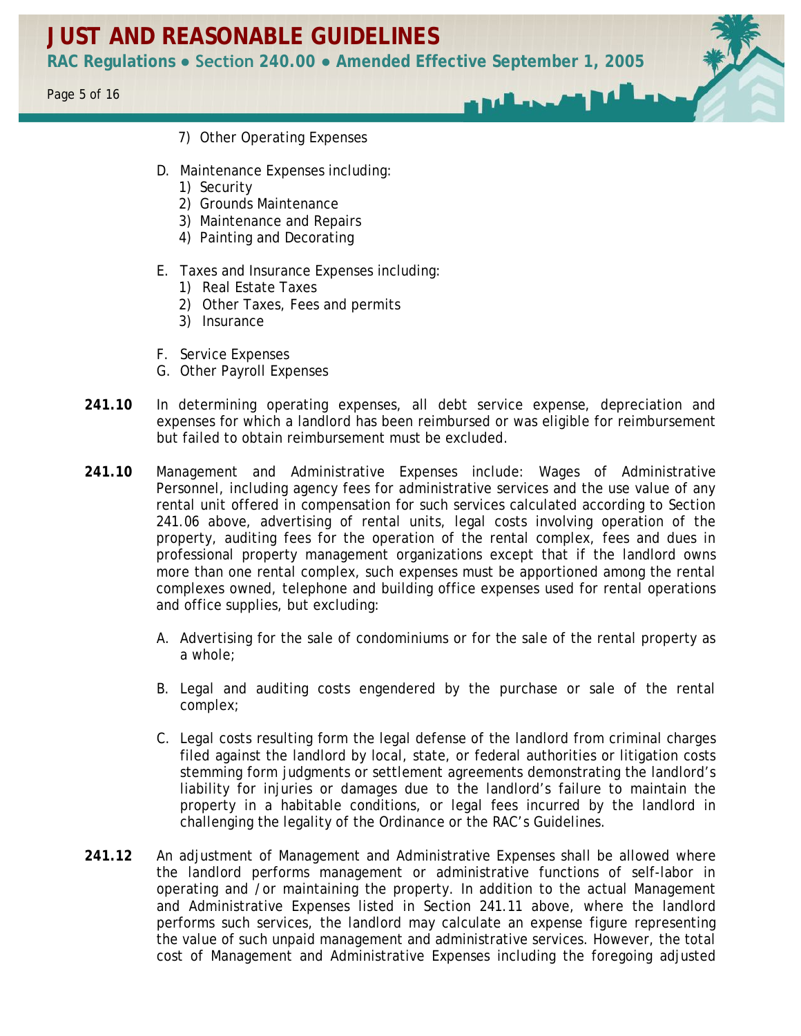7) Other Operating Expenses

D. Maintenance Expenses including:
   1) Security
   2) Grounds Maintenance
   3) Maintenance and Repairs
   4) Painting and Decorating

E. Taxes and Insurance Expenses including:
   1) Real Estate Taxes
   2) Other Taxes, Fees and permits
   3) Insurance

F. Service Expenses

G. Other Payroll Expenses

**241.10** In determining operating expenses, all debt service expense, depreciation and expenses for which a landlord has been reimbursed or was eligible for reimbursement but failed to obtain reimbursement must be excluded.

**241.10** Management and Administrative Expenses include: Wages of Administrative Personnel, including agency fees for administrative services and the use value of any rental unit offered in compensation for such services calculated according to Section 241.06 above, advertising of rental units, legal costs involving operation of the property, auditing fees for the operation of the rental complex, fees and dues in professional property management organizations except that if the landlord owns more than one rental complex, such expenses must be apportioned among the rental complexes owned, telephone and building office expenses used for rental operations and office supplies, but excluding:

A. Advertising for the sale of condominiums or for the sale of the rental property as a whole;

B. Legal and auditing costs engendered by the purchase or sale of the rental complex;

C. Legal costs resulting form the legal defense of the landlord from criminal charges filed against the landlord by local, state, or federal authorities or litigation costs stemming form judgments or settlement agreements demonstrating the landlord's liability for injuries or damages due to the landlord's failure to maintain the property in a habitable conditions, or legal fees incurred by the landlord in challenging the legality of the Ordinance or the RAC's Guidelines.

**241.12** An adjustment of Management and Administrative Expenses shall be allowed where the landlord performs management or administrative functions of self-labor in operating and /or maintaining the property. In addition to the actual Management and Administrative Expenses listed in Section 241.11 above, where the landlord performs such services, the landlord may calculate an expense figure representing the value of such unpaid management and administrative services. However, the total cost of Management and Administrative Expenses including the foregoing adjusted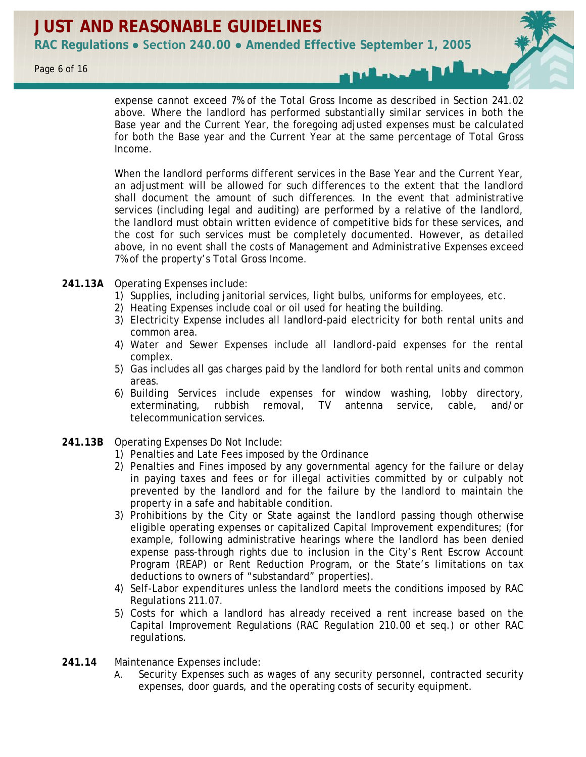expense cannot exceed 7% of the Total Gross Income as described in Section 241.02 above. Where the landlord has performed substantially similar services in both the Base year and the Current Year, the foregoing adjusted expenses must be calculated for both the Base year and the Current Year at the same percentage of Total Gross Income.

When the landlord performs different services in the Base Year and the Current Year, an adjustment will be allowed for such differences to the extent that the landlord shall document the amount of such differences. In the event that administrative services (including legal and auditing) are performed by a relative of the landlord, the landlord must obtain written evidence of competitive bids for these services, and the cost for such services must be completely documented. However, as detailed above, in no event shall the costs of Management and Administrative Expenses exceed 7% of the property's Total Gross Income.

**241.13A** Operating Expenses include:

1) Supplies, including janitorial services, light bulbs, uniforms for employees, etc.
2) Heating Expenses include coal or oil used for heating the building.
3) Electricity Expense includes all landlord-paid electricity for both rental units and common area.
4) Water and Sewer Expenses include all landlord-paid expenses for the rental complex.
5) Gas includes all gas charges paid by the landlord for both rental units and common areas.
6) Building Services include expenses for window washing, lobby directory, exterminating, rubbish removal, TV antenna service, cable, and/or telecommunication services.

**241.13B** Operating Expenses Do Not Include:

1) Penalties and Late Fees imposed by the Ordinance
2) Penalties and Fines imposed by any governmental agency for the failure or delay in paying taxes and fees or for illegal activities committed by or culpably not prevented by the landlord and for the failure by the landlord to maintain the property in a safe and habitable condition.
3) Prohibitions by the City or State against the landlord passing though otherwise eligible operating expenses or capitalized Capital Improvement expenditures; (for example, following administrative hearings where the landlord has been denied expense pass-through rights due to inclusion in the City's Rent Escrow Account Program (REAP) or Rent Reduction Program, or the State's limitations on tax deductions to owners of "substandard" properties).
4) Self-Labor expenditures unless the landlord meets the conditions imposed by RAC Regulations 211.07.
5) Costs for which a landlord has already received a rent increase based on the Capital Improvement Regulations (RAC Regulation 210.00 et seq.) or other RAC regulations.

**241.14** Maintenance Expenses include:

A. Security Expenses such as wages of any security personnel, contracted security expenses, door guards, and the operating costs of security equipment.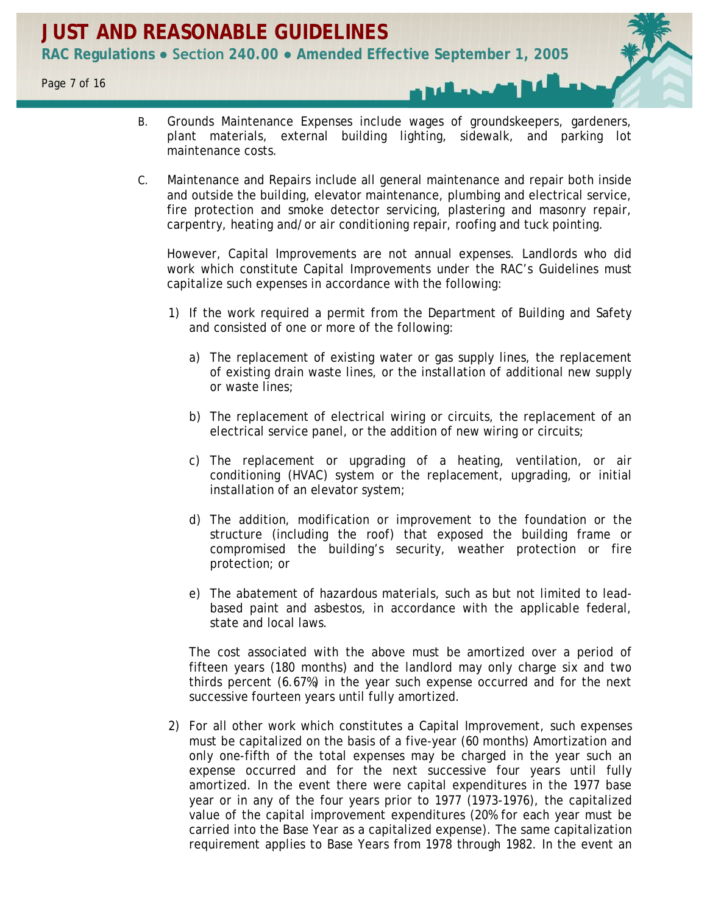B. Grounds Maintenance Expenses include wages of groundskeepers, gardeners, plant materials, external building lighting, sidewalk, and parking lot maintenance costs.

C. Maintenance and Repairs include all general maintenance and repair both inside and outside the building, elevator maintenance, plumbing and electrical service, fire protection and smoke detector servicing, plastering and masonry repair, carpentry, heating and/or air conditioning repair, roofing and tuck pointing.

   However, Capital Improvements are not annual expenses. Landlords who did work which constitute Capital Improvements under the RAC's Guidelines must capitalize such expenses in accordance with the following:

   1) If the work required a permit from the Department of Building and Safety and consisted of one or more of the following:

      a) The replacement of existing water or gas supply lines, the replacement of existing drain waste lines, or the installation of additional new supply or waste lines;

      b) The replacement of electrical wiring or circuits, the replacement of an electrical service panel, or the addition of new wiring or circuits;

      c) The replacement or upgrading of a heating, ventilation, or air conditioning (HVAC) system or the replacement, upgrading, or initial installation of an elevator system;

      d) The addition, modification or improvement to the foundation or the structure (including the roof) that exposed the building frame or compromised the building's security, weather protection or fire protection; or

      e) The abatement of hazardous materials, such as but not limited to lead-based paint and asbestos, in accordance with the applicable federal, state and local laws.

      The cost associated with the above must be amortized over a period of fifteen years (180 months) and the landlord may only charge six and two thirds percent (6.67%) in the year such expense occurred and for the next successive fourteen years until fully amortized.

   2) For all other work which constitutes a Capital Improvement, such expenses must be capitalized on the basis of a five-year (60 months) Amortization and only one-fifth of the total expenses may be charged in the year such an expense occurred and for the next successive four years until fully amortized. In the event there were capital expenditures in the 1977 base year or in any of the four years prior to 1977 (1973-1976), the capitalized value of the capital improvement expenditures (20% for each year must be carried into the Base Year as a capitalized expense). The same capitalization requirement applies to Base Years from 1978 through 1982. In the event an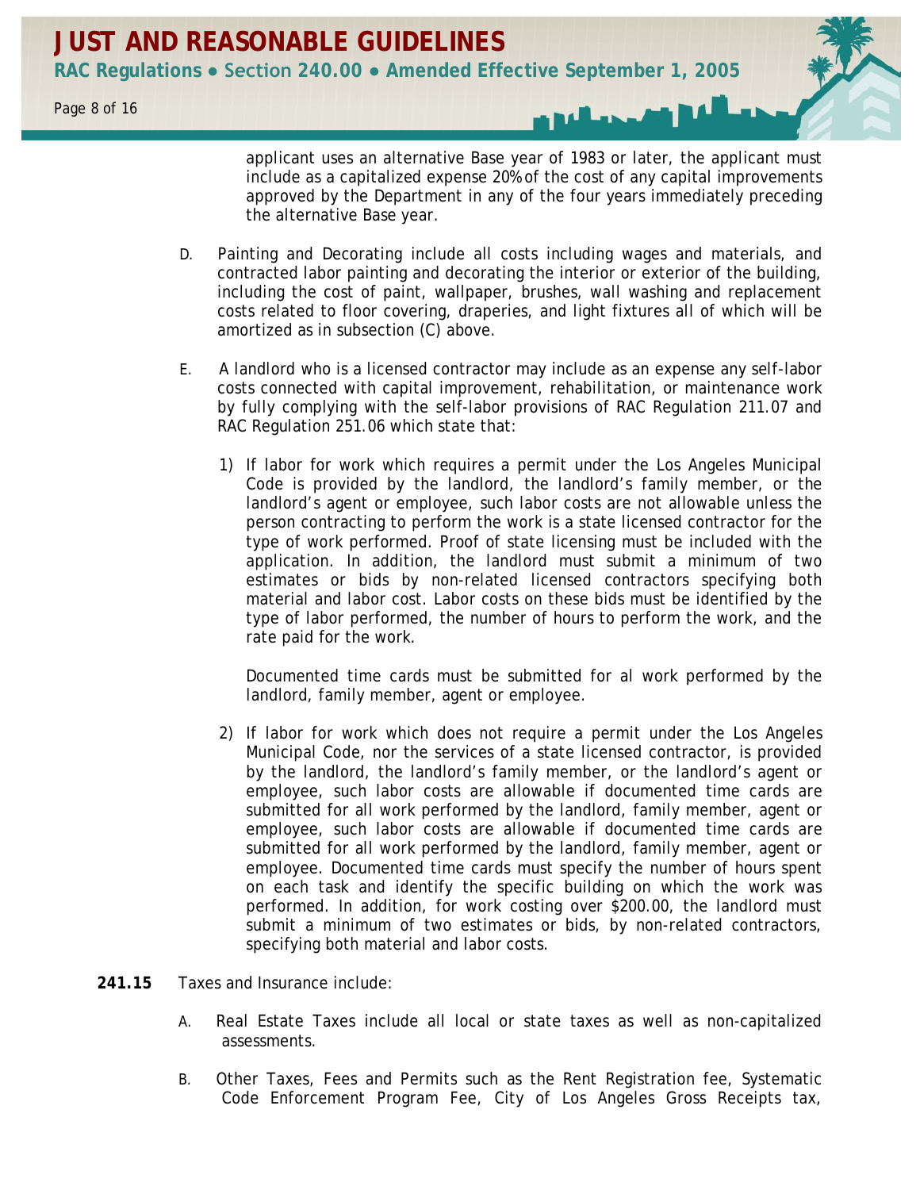applicant uses an alternative Base year of 1983 or later, the applicant must include as a capitalized expense 20% of the cost of any capital improvements approved by the Department in any of the four years immediately preceding the alternative Base year.

D. Painting and Decorating include all costs including wages and materials, and contracted labor painting and decorating the interior or exterior of the building, including the cost of paint, wallpaper, brushes, wall washing and replacement costs related to floor covering, draperies, and light fixtures all of which will be amortized as in subsection (C) above.

E. A landlord who is a licensed contractor may include as an expense any self-labor costs connected with capital improvement, rehabilitation, or maintenance work by fully complying with the self-labor provisions of RAC Regulation 211.07 and RAC Regulation 251.06 which state that:

1) If labor for work which requires a permit under the Los Angeles Municipal Code is provided by the landlord, the landlord's family member, or the landlord's agent or employee, such labor costs are not allowable unless the person contracting to perform the work is a state licensed contractor for the type of work performed. Proof of state licensing must be included with the application. In addition, the landlord must submit a minimum of two estimates or bids by non-related licensed contractors specifying both material and labor cost. Labor costs on these bids must be identified by the type of labor performed, the number of hours to perform the work, and the rate paid for the work.

   Documented time cards must be submitted for al work performed by the landlord, family member, agent or employee.

2) If labor for work which does not require a permit under the Los Angeles Municipal Code, nor the services of a state licensed contractor, is provided by the landlord, the landlord's family member, or the landlord's agent or employee, such labor costs are allowable if documented time cards are submitted for all work performed by the landlord, family member, agent or employee, such labor costs are allowable if documented time cards are submitted for all work performed by the landlord, family member, agent or employee. Documented time cards must specify the number of hours spent on each task and identify the specific building on which the work was performed. In addition, for work costing over $200.00, the landlord must submit a minimum of two estimates or bids, by non-related contractors, specifying both material and labor costs.

**241.15** Taxes and Insurance include:

A. Real Estate Taxes include all local or state taxes as well as non-capitalized assessments.

B. Other Taxes, Fees and Permits such as the Rent Registration fee, Systematic Code Enforcement Program Fee, City of Los Angeles Gross Receipts tax,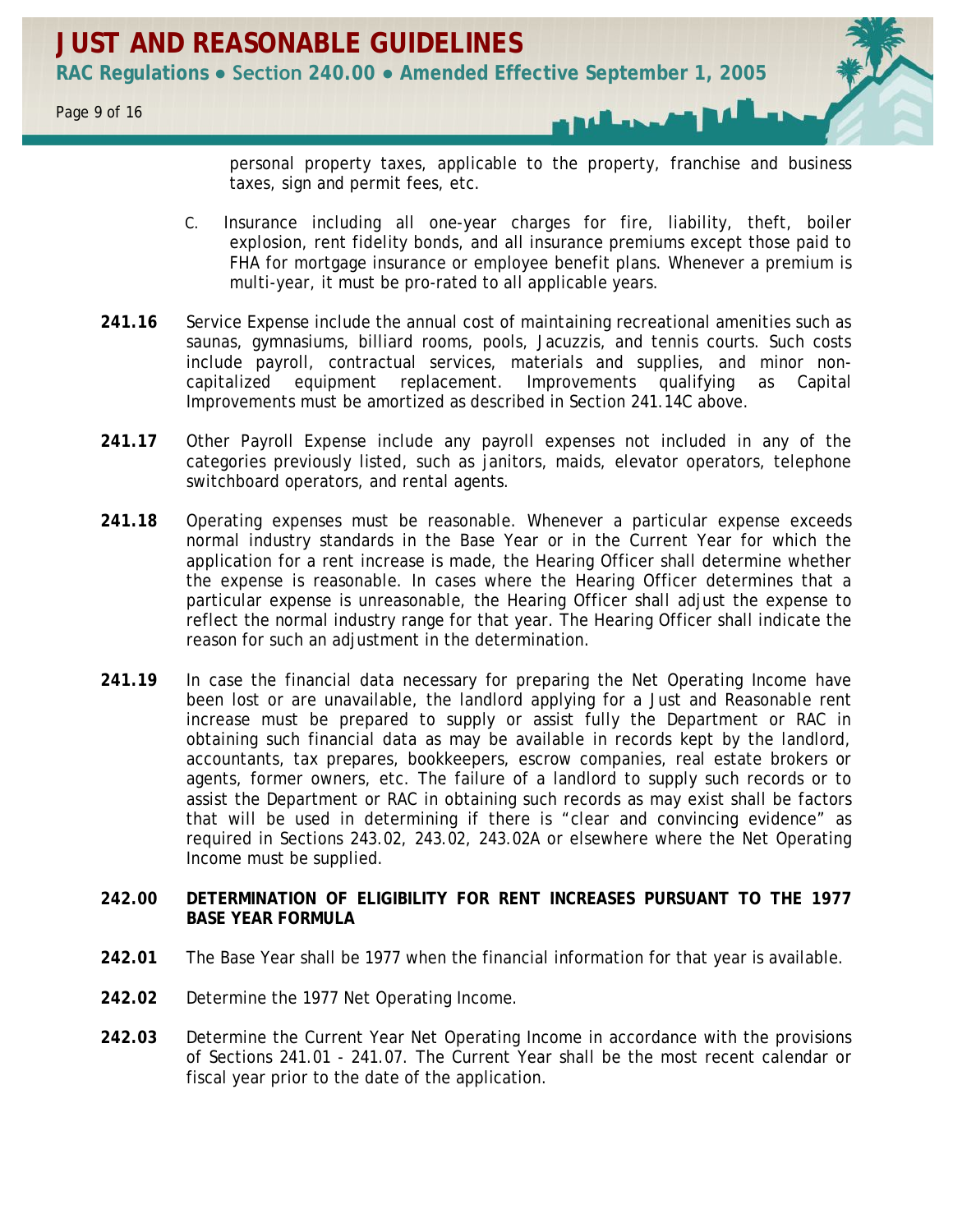personal property taxes, applicable to the property, franchise and business taxes, sign and permit fees, etc.

C. Insurance including all one-year charges for fire, liability, theft, boiler explosion, rent fidelity bonds, and all insurance premiums except those paid to FHA for mortgage insurance or employee benefit plans. Whenever a premium is multi-year, it must be pro-rated to all applicable years.

**241.16** Service Expense include the annual cost of maintaining recreational amenities such as saunas, gymnasiums, billiard rooms, pools, Jacuzzis, and tennis courts. Such costs include payroll, contractual services, materials and supplies, and minor non-capitalized equipment replacement. Improvements qualifying as Capital Improvements must be amortized as described in Section 241.14C above.

**241.17** Other Payroll Expense include any payroll expenses not included in any of the categories previously listed, such as janitors, maids, elevator operators, telephone switchboard operators, and rental agents.

**241.18** Operating expenses must be reasonable. Whenever a particular expense exceeds normal industry standards in the Base Year or in the Current Year for which the application for a rent increase is made, the Hearing Officer shall determine whether the expense is reasonable. In cases where the Hearing Officer determines that a particular expense is unreasonable, the Hearing Officer shall adjust the expense to reflect the normal industry range for that year. The Hearing Officer shall indicate the reason for such an adjustment in the determination.

**241.19** In case the financial data necessary for preparing the Net Operating Income have been lost or are unavailable, the landlord applying for a Just and Reasonable rent increase must be prepared to supply or assist fully the Department or RAC in obtaining such financial data as may be available in records kept by the landlord, accountants, tax prepares, bookkeepers, escrow companies, real estate brokers or agents, former owners, etc. The failure of a landlord to supply such records or to assist the Department or RAC in obtaining such records as may exist shall be factors that will be used in determining if there is "clear and convincing evidence" as required in Sections 243.02, 243.02, 243.02A or elsewhere where the Net Operating Income must be supplied.

**242.00 DETERMINATION OF ELIGIBILITY FOR RENT INCREASES PURSUANT TO THE 1977 BASE YEAR FORMULA**

**242.01** The Base Year shall be 1977 when the financial information for that year is available.

**242.02** Determine the 1977 Net Operating Income.

**242.03** Determine the Current Year Net Operating Income in accordance with the provisions of Sections 241.01 - 241.07. The Current Year shall be the most recent calendar or fiscal year prior to the date of the application.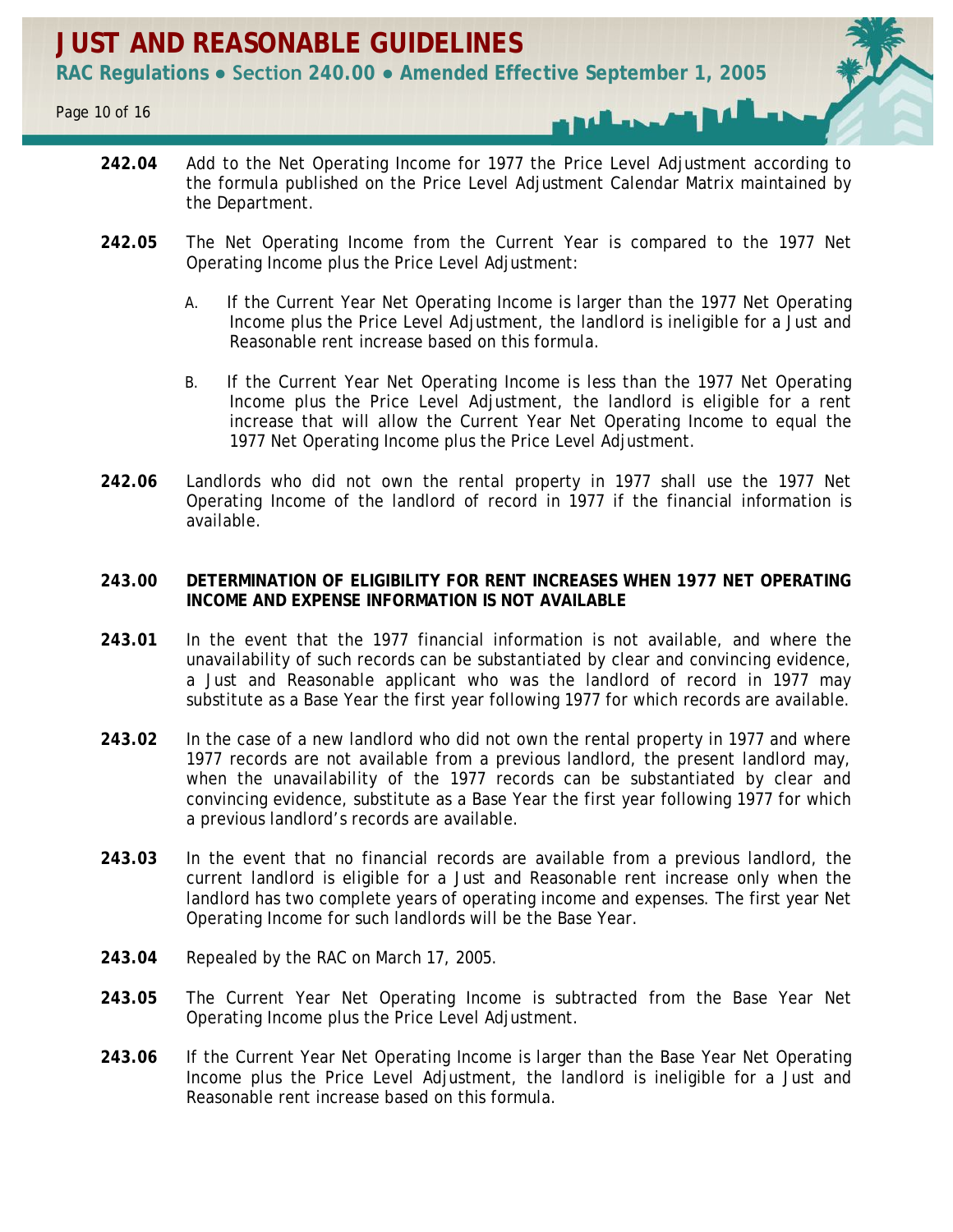**242.04** Add to the Net Operating Income for 1977 the Price Level Adjustment according to the formula published on the Price Level Adjustment Calendar Matrix maintained by the Department.

**242.05** The Net Operating Income from the Current Year is compared to the 1977 Net Operating Income plus the Price Level Adjustment:

A. If the Current Year Net Operating Income is larger than the 1977 Net Operating Income plus the Price Level Adjustment, the landlord is ineligible for a Just and Reasonable rent increase based on this formula.

B. If the Current Year Net Operating Income is less than the 1977 Net Operating Income plus the Price Level Adjustment, the landlord is eligible for a rent increase that will allow the Current Year Net Operating Income to equal the 1977 Net Operating Income plus the Price Level Adjustment.

**242.06** Landlords who did not own the rental property in 1977 shall use the 1977 Net Operating Income of the landlord of record in 1977 if the financial information is available.

## 243.00 DETERMINATION OF ELIGIBILITY FOR RENT INCREASES WHEN 1977 NET OPERATING INCOME AND EXPENSE INFORMATION IS NOT AVAILABLE

**243.01** In the event that the 1977 financial information is not available, and where the unavailability of such records can be substantiated by clear and convincing evidence, a Just and Reasonable applicant who was the landlord of record in 1977 may substitute as a Base Year the first year following 1977 for which records are available.

**243.02** In the case of a new landlord who did not own the rental property in 1977 and where 1977 records are not available from a previous landlord, the present landlord may, when the unavailability of the 1977 records can be substantiated by clear and convincing evidence, substitute as a Base Year the first year following 1977 for which a previous landlord's records are available.

**243.03** In the event that no financial records are available from a previous landlord, the current landlord is eligible for a Just and Reasonable rent increase only when the landlord has two complete years of operating income and expenses. The first year Net Operating Income for such landlords will be the Base Year.

**243.04** Repealed by the RAC on March 17, 2005.

**243.05** The Current Year Net Operating Income is subtracted from the Base Year Net Operating Income plus the Price Level Adjustment.

**243.06** If the Current Year Net Operating Income is larger than the Base Year Net Operating Income plus the Price Level Adjustment, the landlord is ineligible for a Just and Reasonable rent increase based on this formula.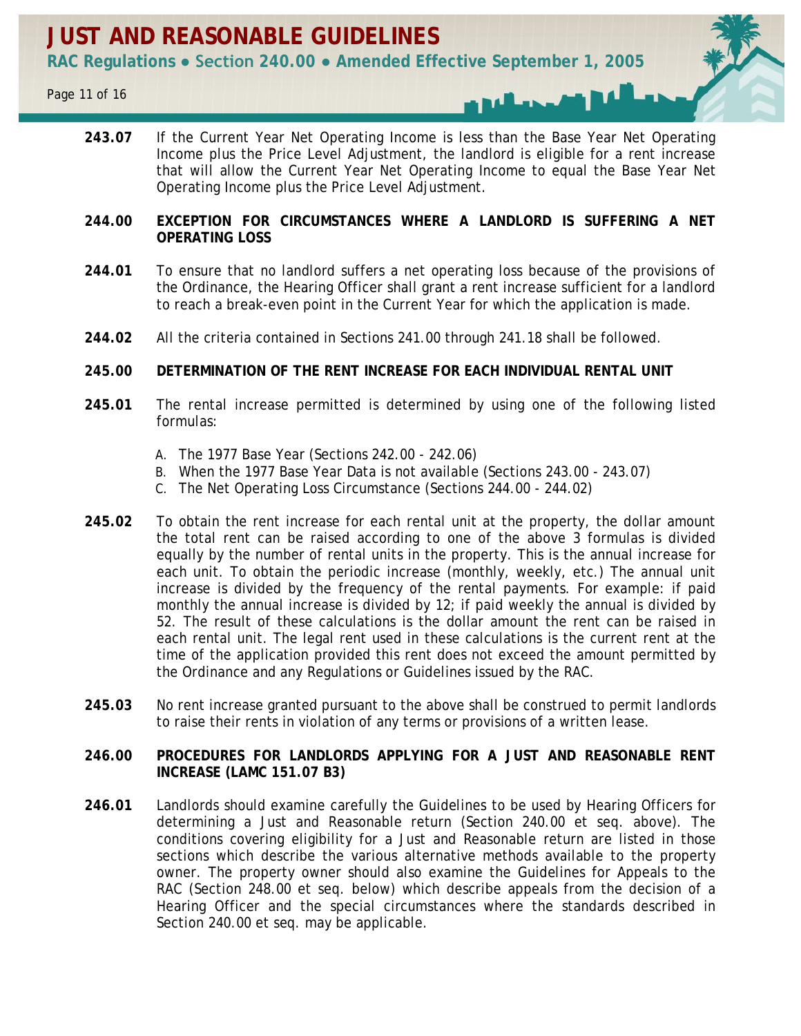**243.07** If the Current Year Net Operating Income is less than the Base Year Net Operating Income plus the Price Level Adjustment, the landlord is eligible for a rent increase that will allow the Current Year Net Operating Income to equal the Base Year Net Operating Income plus the Price Level Adjustment.

## 244.00 EXCEPTION FOR CIRCUMSTANCES WHERE A LANDLORD IS SUFFERING A NET OPERATING LOSS

**244.01** To ensure that no landlord suffers a net operating loss because of the provisions of the Ordinance, the Hearing Officer shall grant a rent increase sufficient for a landlord to reach a break-even point in the Current Year for which the application is made.

**244.02** All the criteria contained in Sections 241.00 through 241.18 shall be followed.

## 245.00 DETERMINATION OF THE RENT INCREASE FOR EACH INDIVIDUAL RENTAL UNIT

**245.01** The rental increase permitted is determined by using one of the following listed formulas:

A. The 1977 Base Year (Sections 242.00 - 242.06)
B. When the 1977 Base Year Data is not available (Sections 243.00 - 243.07)
C. The Net Operating Loss Circumstance (Sections 244.00 - 244.02)

**245.02** To obtain the rent increase for each rental unit at the property, the dollar amount the total rent can be raised according to one of the above 3 formulas is divided equally by the number of rental units in the property. This is the annual increase for each unit. To obtain the periodic increase (monthly, weekly, etc.) The annual unit increase is divided by the frequency of the rental payments. For example: if paid monthly the annual increase is divided by 12; if paid weekly the annual is divided by 52. The result of these calculations is the dollar amount the rent can be raised in each rental unit. The legal rent used in these calculations is the current rent at the time of the application provided this rent does not exceed the amount permitted by the Ordinance and any Regulations or Guidelines issued by the RAC.

**245.03** No rent increase granted pursuant to the above shall be construed to permit landlords to raise their rents in violation of any terms or provisions of a written lease.

## 246.00 PROCEDURES FOR LANDLORDS APPLYING FOR A JUST AND REASONABLE RENT INCREASE (LAMC 151.07 B3)

**246.01** Landlords should examine carefully the Guidelines to be used by Hearing Officers for determining a Just and Reasonable return (Section 240.00 et seq. above). The conditions covering eligibility for a Just and Reasonable return are listed in those sections which describe the various alternative methods available to the property owner. The property owner should also examine the Guidelines for Appeals to the RAC (Section 248.00 et seq. below) which describe appeals from the decision of a Hearing Officer and the special circumstances where the standards described in Section 240.00 et seq. may be applicable.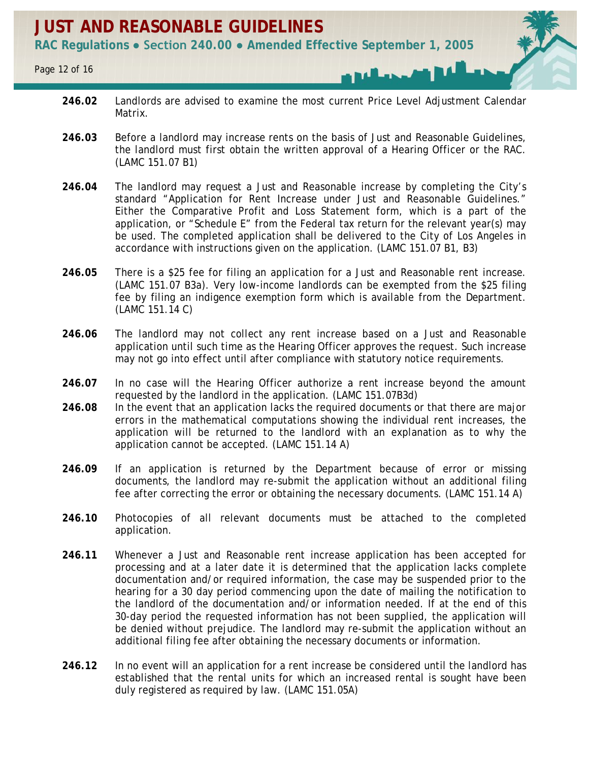**246.02** Landlords are advised to examine the most current Price Level Adjustment Calendar Matrix.

**246.03** Before a landlord may increase rents on the basis of Just and Reasonable Guidelines, the landlord must first obtain the written approval of a Hearing Officer or the RAC. (LAMC 151.07 B1)

**246.04** The landlord may request a Just and Reasonable increase by completing the City's standard "Application for Rent Increase under Just and Reasonable Guidelines." Either the Comparative Profit and Loss Statement form, which is a part of the application, or "Schedule E" from the Federal tax return for the relevant year(s) may be used. The completed application shall be delivered to the City of Los Angeles in accordance with instructions given on the application. (LAMC 151.07 B1, B3)

**246.05** There is a $25 fee for filing an application for a Just and Reasonable rent increase. (LAMC 151.07 B3a). Very low-income landlords can be exempted from the $25 filing fee by filing an indigence exemption form which is available from the Department. (LAMC 151.14 C)

**246.06** The landlord may not collect any rent increase based on a Just and Reasonable application until such time as the Hearing Officer approves the request. Such increase may not go into effect until after compliance with statutory notice requirements.

**246.07** In no case will the Hearing Officer authorize a rent increase beyond the amount requested by the landlord in the application. (LAMC 151.07B3d)

**246.08** In the event that an application lacks the required documents or that there are major errors in the mathematical computations showing the individual rent increases, the application will be returned to the landlord with an explanation as to why the application cannot be accepted. (LAMC 151.14 A)

**246.09** If an application is returned by the Department because of error or missing documents, the landlord may re-submit the application without an additional filing fee after correcting the error or obtaining the necessary documents. (LAMC 151.14 A)

**246.10** Photocopies of all relevant documents must be attached to the completed application.

**246.11** Whenever a Just and Reasonable rent increase application has been accepted for processing and at a later date it is determined that the application lacks complete documentation and/or required information, the case may be suspended prior to the hearing for a 30 day period commencing upon the date of mailing the notification to the landlord of the documentation and/or information needed. If at the end of this 30-day period the requested information has not been supplied, the application will be denied without prejudice. The landlord may re-submit the application without an additional filing fee after obtaining the necessary documents or information.

**246.12** In no event will an application for a rent increase be considered until the landlord has established that the rental units for which an increased rental is sought have been duly registered as required by law. (LAMC 151.05A)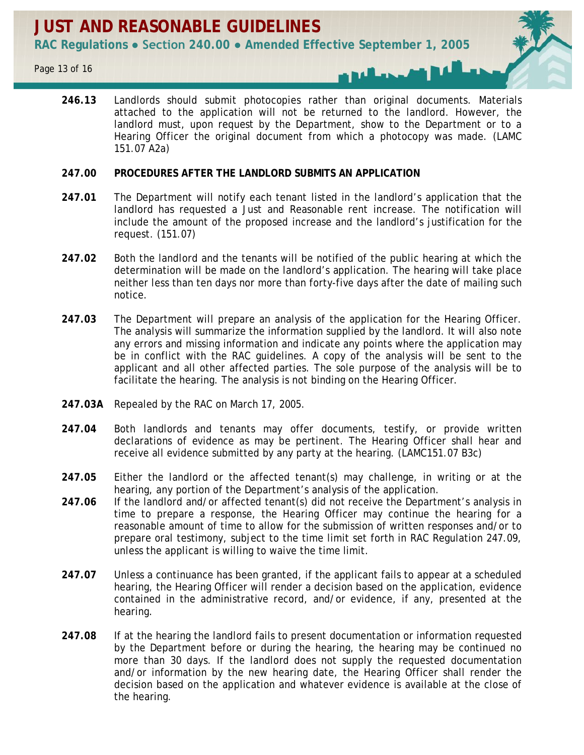**246.13** Landlords should submit photocopies rather than original documents. Materials attached to the application will not be returned to the landlord. However, the landlord must, upon request by the Department, show to the Department or to a Hearing Officer the original document from which a photocopy was made. (LAMC 151.07 A2a)

**247.00 PROCEDURES AFTER THE LANDLORD SUBMITS AN APPLICATION**

**247.01** The Department will notify each tenant listed in the landlord's application that the landlord has requested a Just and Reasonable rent increase. The notification will include the amount of the proposed increase and the landlord's justification for the request. (151.07)

**247.02** Both the landlord and the tenants will be notified of the public hearing at which the determination will be made on the landlord's application. The hearing will take place neither less than ten days nor more than forty-five days after the date of mailing such notice.

**247.03** The Department will prepare an analysis of the application for the Hearing Officer. The analysis will summarize the information supplied by the landlord. It will also note any errors and missing information and indicate any points where the application may be in conflict with the RAC guidelines. A copy of the analysis will be sent to the applicant and all other affected parties. The sole purpose of the analysis will be to facilitate the hearing. The analysis is not binding on the Hearing Officer.

**247.03A** Repealed by the RAC on March 17, 2005.

**247.04** Both landlords and tenants may offer documents, testify, or provide written declarations of evidence as may be pertinent. The Hearing Officer shall hear and receive all evidence submitted by any party at the hearing. (LAMC151.07 B3c)

**247.05** Either the landlord or the affected tenant(s) may challenge, in writing or at the hearing, any portion of the Department's analysis of the application.

**247.06** If the landlord and/or affected tenant(s) did not receive the Department's analysis in time to prepare a response, the Hearing Officer may continue the hearing for a reasonable amount of time to allow for the submission of written responses and/or to prepare oral testimony, subject to the time limit set forth in RAC Regulation 247.09, unless the applicant is willing to waive the time limit.

**247.07** Unless a continuance has been granted, if the applicant fails to appear at a scheduled hearing, the Hearing Officer will render a decision based on the application, evidence contained in the administrative record, and/or evidence, if any, presented at the hearing.

**247.08** If at the hearing the landlord fails to present documentation or information requested by the Department before or during the hearing, the hearing may be continued no more than 30 days. If the landlord does not supply the requested documentation and/or information by the new hearing date, the Hearing Officer shall render the decision based on the application and whatever evidence is available at the close of the hearing.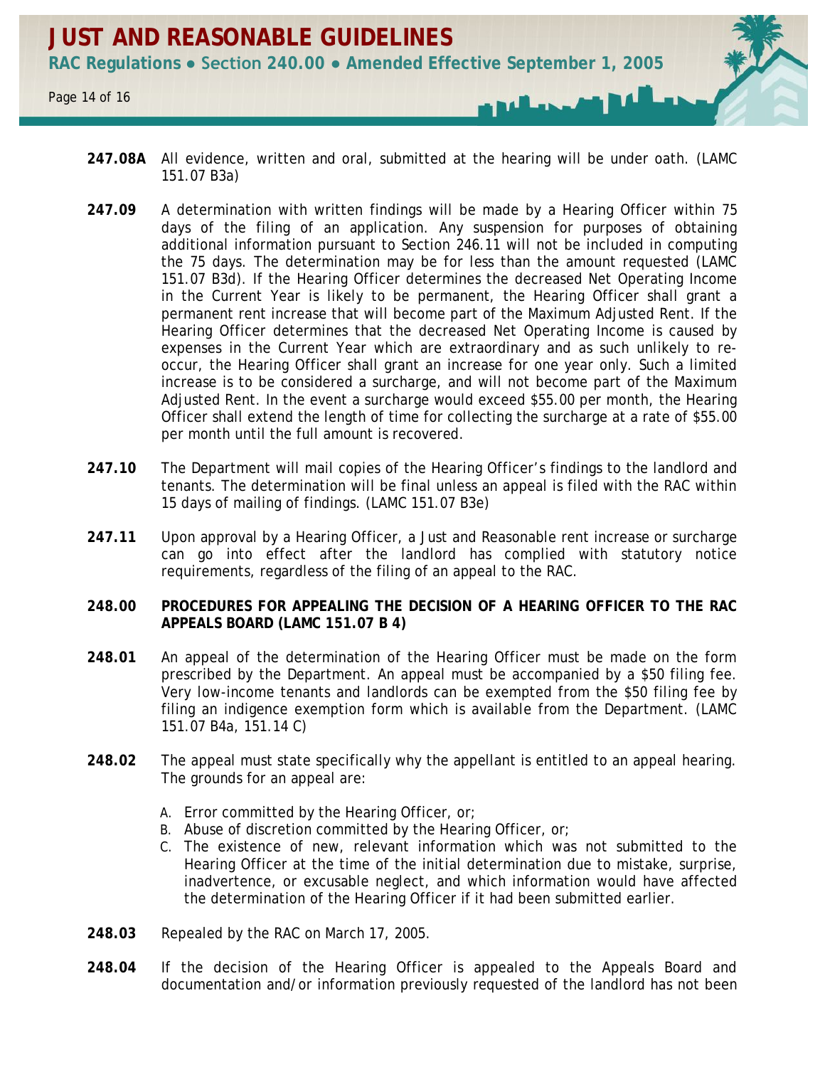**247.08A** All evidence, written and oral, submitted at the hearing will be under oath. (LAMC 151.07 B3a)

**247.09** A determination with written findings will be made by a Hearing Officer within 75 days of the filing of an application. Any suspension for purposes of obtaining additional information pursuant to Section 246.11 will not be included in computing the 75 days. The determination may be for less than the amount requested (LAMC 151.07 B3d). If the Hearing Officer determines the decreased Net Operating Income in the Current Year is likely to be permanent, the Hearing Officer shall grant a permanent rent increase that will become part of the Maximum Adjusted Rent. If the Hearing Officer determines that the decreased Net Operating Income is caused by expenses in the Current Year which are extraordinary and as such unlikely to re-occur, the Hearing Officer shall grant an increase for one year only. Such a limited increase is to be considered a surcharge, and will not become part of the Maximum Adjusted Rent. In the event a surcharge would exceed $55.00 per month, the Hearing Officer shall extend the length of time for collecting the surcharge at a rate of $55.00 per month until the full amount is recovered.

**247.10** The Department will mail copies of the Hearing Officer's findings to the landlord and tenants. The determination will be final unless an appeal is filed with the RAC within 15 days of mailing of findings. (LAMC 151.07 B3e)

**247.11** Upon approval by a Hearing Officer, a Just and Reasonable rent increase or surcharge can go into effect after the landlord has complied with statutory notice requirements, regardless of the filing of an appeal to the RAC.

**248.00 PROCEDURES FOR APPEALING THE DECISION OF A HEARING OFFICER TO THE RAC APPEALS BOARD (LAMC 151.07 B 4)**

**248.01** An appeal of the determination of the Hearing Officer must be made on the form prescribed by the Department. An appeal must be accompanied by a $50 filing fee. Very low-income tenants and landlords can be exempted from the $50 filing fee by filing an indigence exemption form which is available from the Department. (LAMC 151.07 B4a, 151.14 C)

**248.02** The appeal must state specifically why the appellant is entitled to an appeal hearing. The grounds for an appeal are:

A. Error committed by the Hearing Officer, or;
B. Abuse of discretion committed by the Hearing Officer, or;
C. The existence of new, relevant information which was not submitted to the Hearing Officer at the time of the initial determination due to mistake, surprise, inadvertence, or excusable neglect, and which information would have affected the determination of the Hearing Officer if it had been submitted earlier.

**248.03** Repealed by the RAC on March 17, 2005.

**248.04** If the decision of the Hearing Officer is appealed to the Appeals Board and documentation and/or information previously requested of the landlord has not been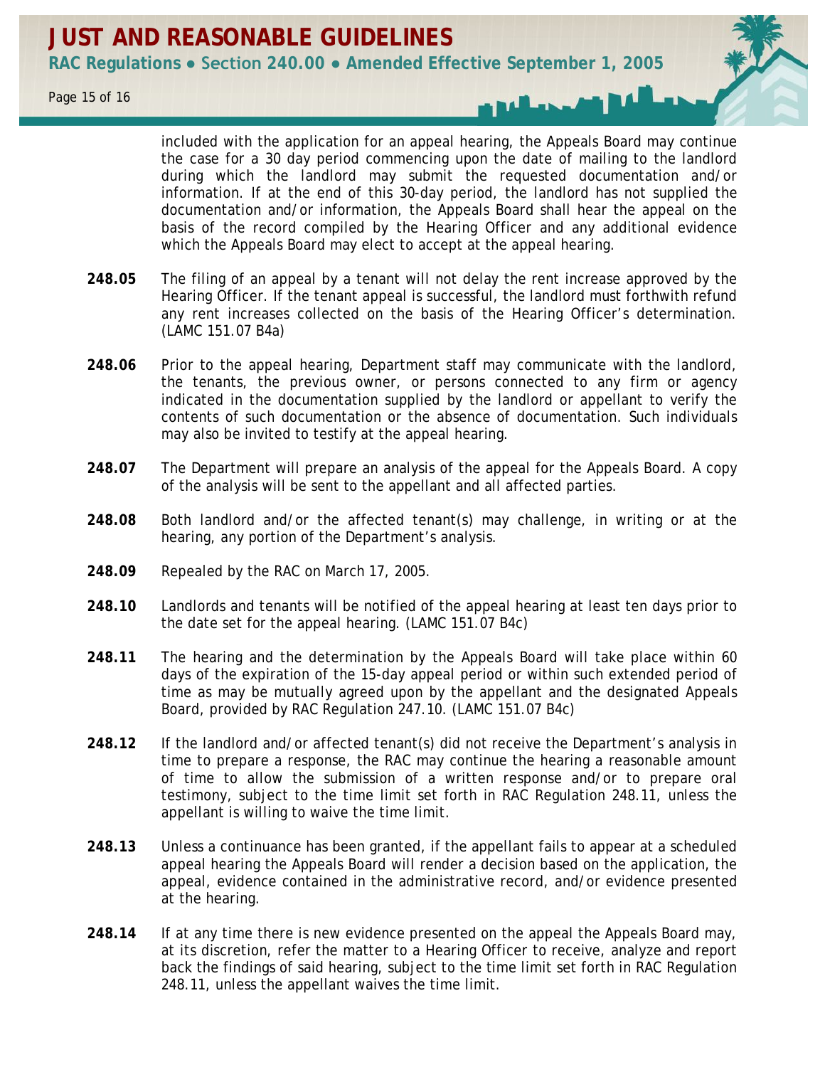included with the application for an appeal hearing, the Appeals Board may continue the case for a 30 day period commencing upon the date of mailing to the landlord during which the landlord may submit the requested documentation and/or information. If at the end of this 30-day period, the landlord has not supplied the documentation and/or information, the Appeals Board shall hear the appeal on the basis of the record compiled by the Hearing Officer and any additional evidence which the Appeals Board may elect to accept at the appeal hearing.

**248.05** The filing of an appeal by a tenant will not delay the rent increase approved by the Hearing Officer. If the tenant appeal is successful, the landlord must forthwith refund any rent increases collected on the basis of the Hearing Officer's determination. (LAMC 151.07 B4a)

**248.06** Prior to the appeal hearing, Department staff may communicate with the landlord, the tenants, the previous owner, or persons connected to any firm or agency indicated in the documentation supplied by the landlord or appellant to verify the contents of such documentation or the absence of documentation. Such individuals may also be invited to testify at the appeal hearing.

**248.07** The Department will prepare an analysis of the appeal for the Appeals Board. A copy of the analysis will be sent to the appellant and all affected parties.

**248.08** Both landlord and/or the affected tenant(s) may challenge, in writing or at the hearing, any portion of the Department's analysis.

**248.09** Repealed by the RAC on March 17, 2005.

**248.10** Landlords and tenants will be notified of the appeal hearing at least ten days prior to the date set for the appeal hearing. (LAMC 151.07 B4c)

**248.11** The hearing and the determination by the Appeals Board will take place within 60 days of the expiration of the 15-day appeal period or within such extended period of time as may be mutually agreed upon by the appellant and the designated Appeals Board, provided by RAC Regulation 247.10. (LAMC 151.07 B4c)

**248.12** If the landlord and/or affected tenant(s) did not receive the Department's analysis in time to prepare a response, the RAC may continue the hearing a reasonable amount of time to allow the submission of a written response and/or to prepare oral testimony, subject to the time limit set forth in RAC Regulation 248.11, unless the appellant is willing to waive the time limit.

**248.13** Unless a continuance has been granted, if the appellant fails to appear at a scheduled appeal hearing the Appeals Board will render a decision based on the application, the appeal, evidence contained in the administrative record, and/or evidence presented at the hearing.

**248.14** If at any time there is new evidence presented on the appeal the Appeals Board may, at its discretion, refer the matter to a Hearing Officer to receive, analyze and report back the findings of said hearing, subject to the time limit set forth in RAC Regulation 248.11, unless the appellant waives the time limit.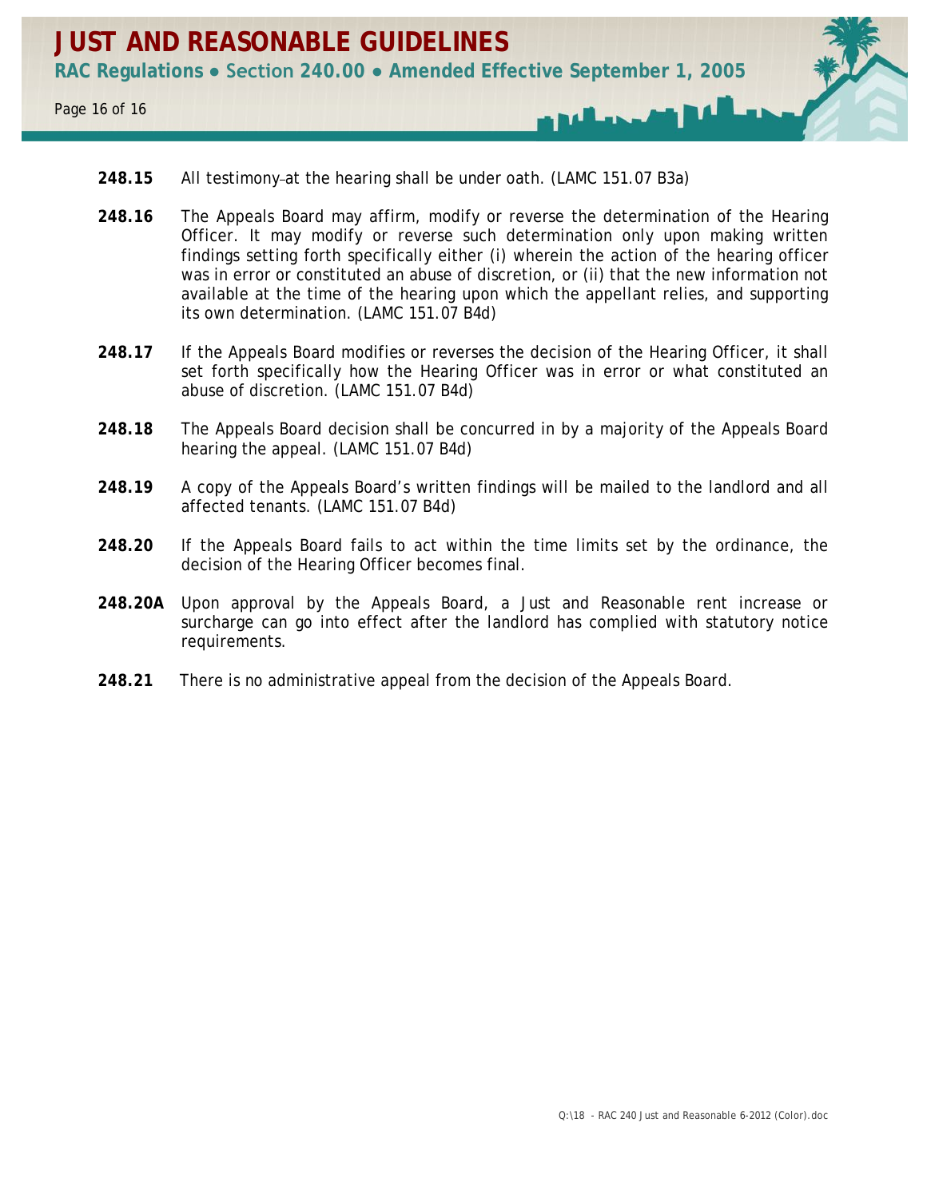**248.15** All testimony at the hearing shall be under oath. (LAMC 151.07 B3a)

**248.16** The Appeals Board may affirm, modify or reverse the determination of the Hearing Officer. It may modify or reverse such determination only upon making written findings setting forth specifically either (i) wherein the action of the hearing officer was in error or constituted an abuse of discretion, or (ii) that the new information not available at the time of the hearing upon which the appellant relies, and supporting its own determination. (LAMC 151.07 B4d)

**248.17** If the Appeals Board modifies or reverses the decision of the Hearing Officer, it shall set forth specifically how the Hearing Officer was in error or what constituted an abuse of discretion. (LAMC 151.07 B4d)

**248.18** The Appeals Board decision shall be concurred in by a majority of the Appeals Board hearing the appeal. (LAMC 151.07 B4d)

**248.19** A copy of the Appeals Board's written findings will be mailed to the landlord and all affected tenants. (LAMC 151.07 B4d)

**248.20** If the Appeals Board fails to act within the time limits set by the ordinance, the decision of the Hearing Officer becomes final.

**248.20A** Upon approval by the Appeals Board, a Just and Reasonable rent increase or surcharge can go into effect after the landlord has complied with statutory notice requirements.

**248.21** There is no administrative appeal from the decision of the Appeals Board.